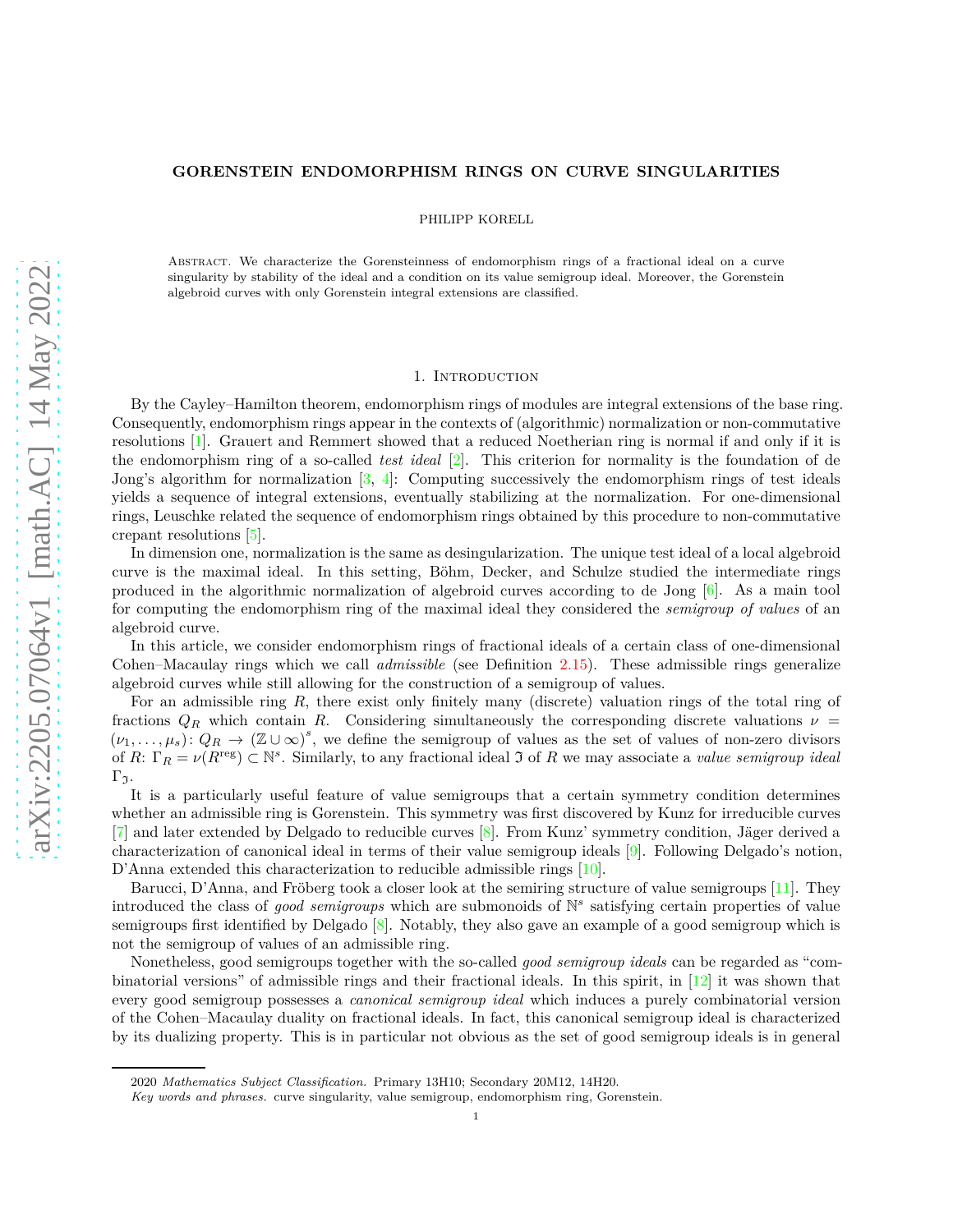# GORENSTEIN ENDOMORPHISM RINGS ON CURVE SINGULARITIES

PHILIPP KORELL

Abstract. We characterize the Gorensteinness of endomorphism rings of a fractional ideal on a curve singularity by stability of the ideal and a condition on its value semigroup ideal. Moreover, the Gorenstein algebroid curves with only Gorenstein integral extensions are classified.

## 1. Introduction

By the Cayley–Hamilton theorem, endomorphism rings of modules are integral extensions of the base ring. Consequently, endomorphism rings appear in the contexts of (algorithmic) normalization or non-commutative resolutions [1]. Grauert and Remmert showed that a reduced Noetherian ring is normal if and only if it is the endomorphism ring of a so-called *test ideal* [2]. This criterion for normality is the foundation of de Jong's algorithm for normalization [3, 4]: Computing successively the endomorphism rings of test ideals yields a sequence of integral extensions, eventually stabilizing at the normalization. For one-dimensional rings, Leuschke related the sequence of endomorphism rings obtained by this procedure to non-commutative crepant resolutions [5].

In dimension one, normalization is the same as desingularization. The unique test ideal of a local algebroid curve is the maximal ideal. In this setting, Böhm, Decker, and Schulze studied the intermediate rings produced in the algorithmic normalization of algebroid curves according to de Jong [6]. As a main tool for computing the endomorphism ring of the maximal ideal they considered the *semigroup of values* of an algebroid curve.

In this article, we consider endomorphism rings of fractional ideals of a certain class of one-dimensional Cohen–Macaulay rings which we call *admissible* (see Definition 2.15). These admissible rings generalize algebroid curves while still allowing for the construction of a semigroup of values.

For an admissible ring $R$, there exist only finitely many (discrete) valuation rings of the total ring of fractions $Q_R$ which contain $R$. Considering simultaneously the corresponding discrete valuations $\nu = (\nu_1, \dots, \mu_s)\colon Q_R \to (\mathbb{Z} \cup \infty)^s$, we define the semigroup of values as the set of values of non-zero divisors of $R$: $\Gamma_R = \nu(R^{\mathrm{reg}}) \subset \mathbb{N}^s$. Similarly, to any fractional ideal $\mathfrak{I}$ of $R$ we may associate a *value semigroup ideal* $\Gamma_{\mathfrak{I}}$.

It is a particularly useful feature of value semigroups that a certain symmetry condition determines whether an admissible ring is Gorenstein. This symmetry was first discovered by Kunz for irreducible curves [7] and later extended by Delgado to reducible curves [8]. From Kunz' symmetry condition, Jäger derived a characterization of canonical ideal in terms of their value semigroup ideals [9]. Following Delgado's notion, D'Anna extended this characterization to reducible admissible rings [10].

Barucci, D'Anna, and Fröberg took a closer look at the semiring structure of value semigroups [11]. They introduced the class of *good semigroups* which are submonoids of $\mathbb{N}^s$ satisfying certain properties of value semigroups first identified by Delgado [8]. Notably, they also gave an example of a good semigroup which is not the semigroup of values of an admissible ring.

Nonetheless, good semigroups together with the so-called *good semigroup ideals* can be regarded as "combinatorial versions" of admissible rings and their fractional ideals. In this spirit, in [12] it was shown that every good semigroup possesses a *canonical semigroup ideal* which induces a purely combinatorial version of the Cohen–Macaulay duality on fractional ideals. In fact, this canonical semigroup ideal is characterized by its dualizing property. This is in particular not obvious as the set of good semigroup ideals is in general

2020 *Mathematics Subject Classification.* Primary 13H10; Secondary 20M12, 14H20.

*Key words and phrases.* curve singularity, value semigroup, endomorphism ring, Gorenstein.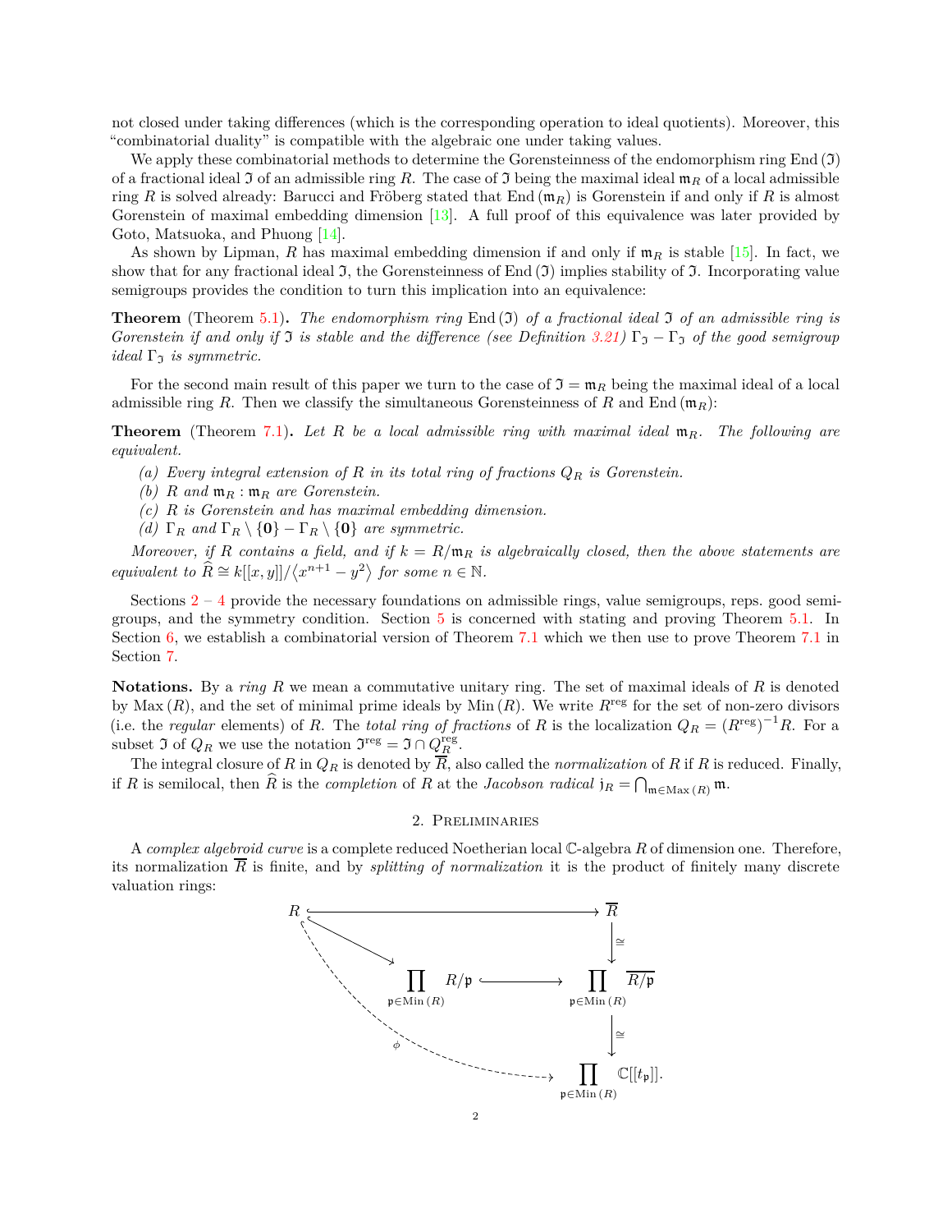not closed under taking differences (which is the corresponding operation to ideal quotients). Moreover, this "combinatorial duality" is compatible with the algebraic one under taking values.

We apply these combinatorial methods to determine the Gorensteinness of the endomorphism ring $\mathrm{End}(\mathfrak{I})$ of a fractional ideal $\mathfrak{I}$ of an admissible ring $R$. The case of $\mathfrak{I}$ being the maximal ideal $\mathfrak{m}_R$ of a local admissible ring $R$ is solved already: Barucci and Fröberg stated that $\mathrm{End}(\mathfrak{m}_R)$ is Gorenstein if and only if $R$ is almost Gorenstein of maximal embedding dimension [13]. A full proof of this equivalence was later provided by Goto, Matsuoka, and Phuong [14].

As shown by Lipman, $R$ has maximal embedding dimension if and only if $\mathfrak{m}_R$ is stable [15]. In fact, we show that for any fractional ideal $\mathfrak{I}$, the Gorensteinness of $\mathrm{End}(\mathfrak{I})$ implies stability of $\mathfrak{I}$. Incorporating value semigroups provides the condition to turn this implication into an equivalence:

**Theorem** (Theorem 5.1)**.** *The endomorphism ring $\mathrm{End}(\mathfrak{I})$ of a fractional ideal $\mathfrak{I}$ of an admissible ring is Gorenstein if and only if $\mathfrak{I}$ is stable and the difference (see Definition 3.21) $\Gamma_{\mathfrak{I}} - \Gamma_{\mathfrak{I}}$ of the good semigroup ideal $\Gamma_{\mathfrak{I}}$ is symmetric.*

For the second main result of this paper we turn to the case of $\mathfrak{I} = \mathfrak{m}_R$ being the maximal ideal of a local admissible ring $R$. Then we classify the simultaneous Gorensteinness of $R$ and $\mathrm{End}(\mathfrak{m}_R)$:

**Theorem** (Theorem 7.1)**.** *Let $R$ be a local admissible ring with maximal ideal $\mathfrak{m}_R$. The following are equivalent.*

*(a) Every integral extension of $R$ in its total ring of fractions $Q_R$ is Gorenstein.*
*(b) $R$ and $\mathfrak{m}_R : \mathfrak{m}_R$ are Gorenstein.*
*(c) $R$ is Gorenstein and has maximal embedding dimension.*
*(d) $\Gamma_R$ and $\Gamma_R \setminus \{\mathbf{0}\} - \Gamma_R \setminus \{\mathbf{0}\}$ are symmetric.*

*Moreover, if $R$ contains a field, and if $k = R/\mathfrak{m}_R$ is algebraically closed, then the above statements are equivalent to $\widehat{R} \cong k[[x, y]]/\langle x^{n+1} - y^2\rangle$ for some $n \in \mathbb{N}$.*

Sections 2 – 4 provide the necessary foundations on admissible rings, value semigroups, reps. good semigroups, and the symmetry condition. Section 5 is concerned with stating and proving Theorem 5.1. In Section 6, we establish a combinatorial version of Theorem 7.1 which we then use to prove Theorem 7.1 in Section 7.

**Notations.** By a *ring* $R$ we mean a commutative unitary ring. The set of maximal ideals of $R$ is denoted by $\mathrm{Max}(R)$, and the set of minimal prime ideals by $\mathrm{Min}(R)$. We write $R^{\mathrm{reg}}$ for the set of non-zero divisors (i.e. the *regular* elements) of $R$. The *total ring of fractions* of $R$ is the localization $Q_R = (R^{\mathrm{reg}})^{-1}R$. For a subset $\mathfrak{I}$ of $Q_R$ we use the notation $\mathfrak{I}^{\mathrm{reg}} = \mathfrak{I} \cap Q_R^{\mathrm{reg}}$.

The integral closure of $R$ in $Q_R$ is denoted by $\overline{R}$, also called the *normalization* of $R$ if $R$ is reduced. Finally, if $R$ is semilocal, then $\widehat{R}$ is the *completion* of $R$ at the *Jacobson radical* $\mathfrak{j}_R = \bigcap_{\mathfrak{m}\in \mathrm{Max}(R)} \mathfrak{m}$.

## 2. Preliminaries

A *complex algebroid curve* is a complete reduced Noetherian local $\mathbb{C}$-algebra $R$ of dimension one. Therefore, its normalization $\overline{R}$ is finite, and by *splitting of normalization* it is the product of finitely many discrete valuation rings:

$$
\begin{array}{ccc}
R & \hookrightarrow & \overline{R} \\
\downarrow & & \downarrow \cong \\
\prod_{\mathfrak{p}\in \mathrm{Min}(R)} R/\mathfrak{p} & \hookrightarrow & \prod_{\mathfrak{p}\in \mathrm{Min}(R)} \overline{R/\mathfrak{p}} \\
 & \overset{\phi}{\searrow} & \downarrow \cong \\
 & & \prod_{\mathfrak{p}\in \mathrm{Min}(R)} \mathbb{C}[[t_{\mathfrak{p}}]].
\end{array}
$$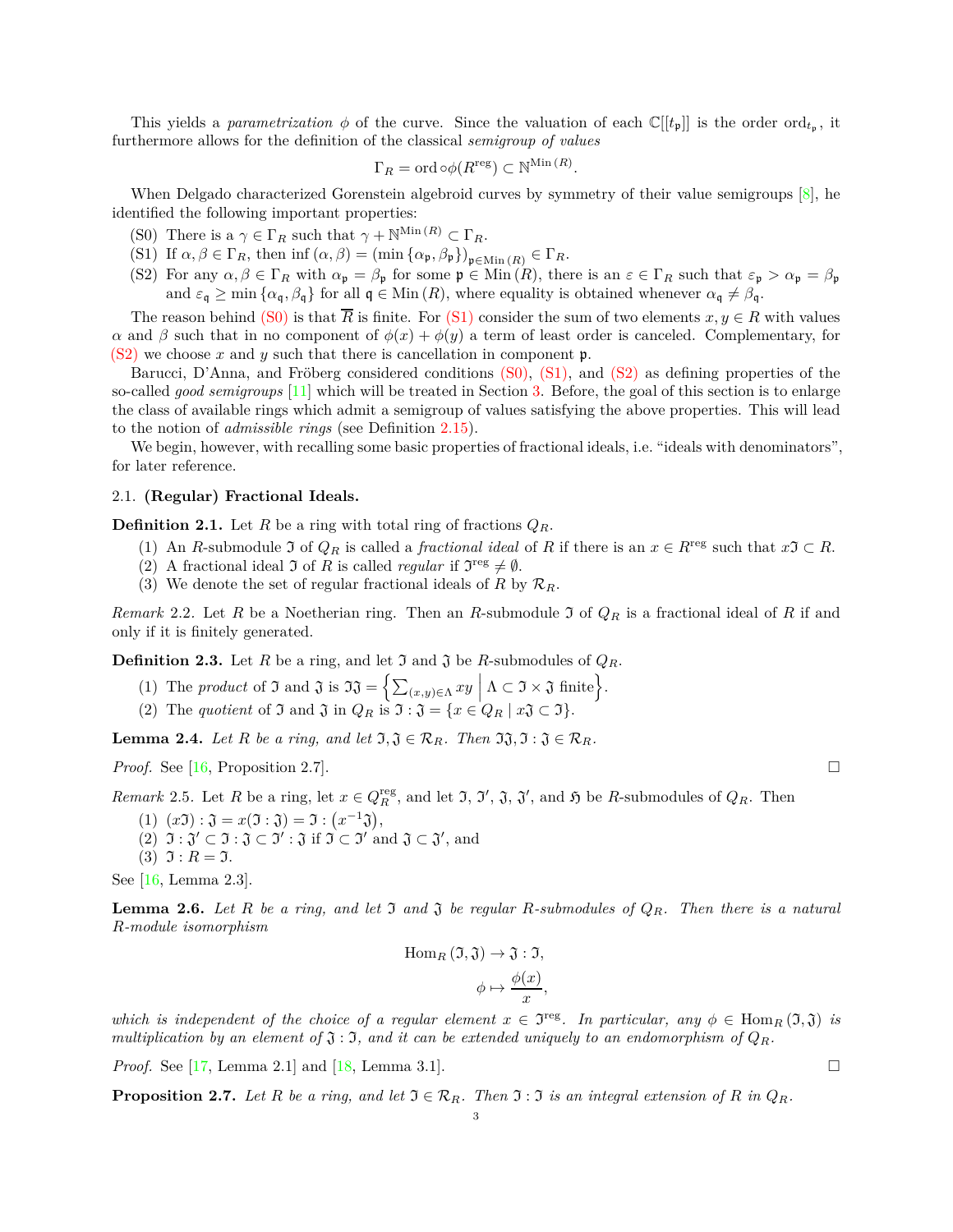This yields a *parametrization* $\phi$ of the curve. Since the valuation of each $\mathbb{C}[[t_\mathfrak{p}]]$ is the order $\mathrm{ord}_{t_\mathfrak{p}}$, it furthermore allows for the definition of the classical *semigroup of values*

$$\Gamma_R = \mathrm{ord} \circ \phi(R^{\mathrm{reg}}) \subset \mathbb{N}^{\mathrm{Min}\,(R)}.$$

When Delgado characterized Gorenstein algebroid curves by symmetry of their value semigroups [8], he identified the following important properties:

(S0) There is a $\gamma \in \Gamma_R$ such that $\gamma + \mathbb{N}^{\mathrm{Min}\,(R)} \subset \Gamma_R$.

(S1) If $\alpha, \beta \in \Gamma_R$, then $\inf(\alpha, \beta) = (\min\{\alpha_\mathfrak{p}, \beta_\mathfrak{p}\})_{\mathfrak{p} \in \mathrm{Min}\,(R)} \in \Gamma_R$.

(S2) For any $\alpha, \beta \in \Gamma_R$ with $\alpha_\mathfrak{p} = \beta_\mathfrak{p}$ for some $\mathfrak{p} \in \mathrm{Min}\,(R)$, there is an $\varepsilon \in \Gamma_R$ such that $\varepsilon_\mathfrak{p} > \alpha_\mathfrak{p} = \beta_\mathfrak{p}$ and $\varepsilon_\mathfrak{q} \geq \min\{\alpha_\mathfrak{q}, \beta_\mathfrak{q}\}$ for all $\mathfrak{q} \in \mathrm{Min}\,(R)$, where equality is obtained whenever $\alpha_\mathfrak{q} \neq \beta_\mathfrak{q}$.

The reason behind (S0) is that $\overline{R}$ is finite. For (S1) consider the sum of two elements $x, y \in R$ with values $\alpha$ and $\beta$ such that in no component of $\phi(x) + \phi(y)$ a term of least order is canceled. Complementary, for (S2) we choose $x$ and $y$ such that there is cancellation in component $\mathfrak{p}$.

Barucci, D'Anna, and Fröberg considered conditions (S0), (S1), and (S2) as defining properties of the so-called *good semigroups* [11] which will be treated in Section 3. Before, the goal of this section is to enlarge the class of available rings which admit a semigroup of values satisfying the above properties. This will lead to the notion of *admissible rings* (see Definition 2.15).

We begin, however, with recalling some basic properties of fractional ideals, i.e. "ideals with denominators", for later reference.

### 2.1. (Regular) Fractional Ideals.

**Definition 2.1.** Let $R$ be a ring with total ring of fractions $Q_R$.

(1) An $R$-submodule $\mathfrak{I}$ of $Q_R$ is called a *fractional ideal* of $R$ if there is an $x \in R^{\mathrm{reg}}$ such that $x\mathfrak{I} \subset R$.

(2) A fractional ideal $\mathfrak{I}$ of $R$ is called *regular* if $\mathfrak{I}^{\mathrm{reg}} \neq \emptyset$.

(3) We denote the set of regular fractional ideals of $R$ by $\mathcal{R}_R$.

*Remark* 2.2. Let $R$ be a Noetherian ring. Then an $R$-submodule $\mathfrak{I}$ of $Q_R$ is a fractional ideal of $R$ if and only if it is finitely generated.

**Definition 2.3.** Let $R$ be a ring, and let $\mathfrak{I}$ and $\mathfrak{J}$ be $R$-submodules of $Q_R$.

(1) The *product* of $\mathfrak{I}$ and $\mathfrak{J}$ is $\mathfrak{I}\mathfrak{J} = \left\{ \sum_{(x,y)\in\Lambda} xy \;\middle|\; \Lambda \subset \mathfrak{I} \times \mathfrak{J} \text{ finite} \right\}$.

(2) The *quotient* of $\mathfrak{I}$ and $\mathfrak{J}$ in $Q_R$ is $\mathfrak{I} : \mathfrak{J} = \{x \in Q_R \mid x\mathfrak{J} \subset \mathfrak{I}\}$.

**Lemma 2.4.** *Let $R$ be a ring, and let $\mathfrak{I}, \mathfrak{J} \in \mathcal{R}_R$. Then $\mathfrak{I}\mathfrak{J}, \mathfrak{I} : \mathfrak{J} \in \mathcal{R}_R$.*

*Proof.* See [16, Proposition 2.7]. □

*Remark* 2.5. Let $R$ be a ring, let $x \in Q_R^{\mathrm{reg}}$, and let $\mathfrak{I}$, $\mathfrak{I}'$, $\mathfrak{J}$, $\mathfrak{J}'$, and $\mathfrak{H}$ be $R$-submodules of $Q_R$. Then

(1) $(x\mathfrak{I}) : \mathfrak{J} = x(\mathfrak{I} : \mathfrak{J}) = \mathfrak{I} : (x^{-1}\mathfrak{J})$,

(2) $\mathfrak{I} : \mathfrak{J}' \subset \mathfrak{I} : \mathfrak{J} \subset \mathfrak{I}' : \mathfrak{J}$ if $\mathfrak{I} \subset \mathfrak{I}'$ and $\mathfrak{J} \subset \mathfrak{J}'$, and

(3) $\mathfrak{I} : R = \mathfrak{I}$.

See [16, Lemma 2.3].

**Lemma 2.6.** *Let $R$ be a ring, and let $\mathfrak{I}$ and $\mathfrak{J}$ be regular $R$-submodules of $Q_R$. Then there is a natural $R$-module isomorphism*

$$\mathrm{Hom}_R(\mathfrak{I}, \mathfrak{J}) \to \mathfrak{J} : \mathfrak{I},$$
$$\phi \mapsto \frac{\phi(x)}{x},$$

*which is independent of the choice of a regular element $x \in \mathfrak{I}^{\mathrm{reg}}$. In particular, any $\phi \in \mathrm{Hom}_R(\mathfrak{I}, \mathfrak{J})$ is multiplication by an element of $\mathfrak{J} : \mathfrak{I}$, and it can be extended uniquely to an endomorphism of $Q_R$.*

*Proof.* See [17, Lemma 2.1] and [18, Lemma 3.1]. □

**Proposition 2.7.** *Let $R$ be a ring, and let $\mathfrak{I} \in \mathcal{R}_R$. Then $\mathfrak{I} : \mathfrak{I}$ is an integral extension of $R$ in $Q_R$.*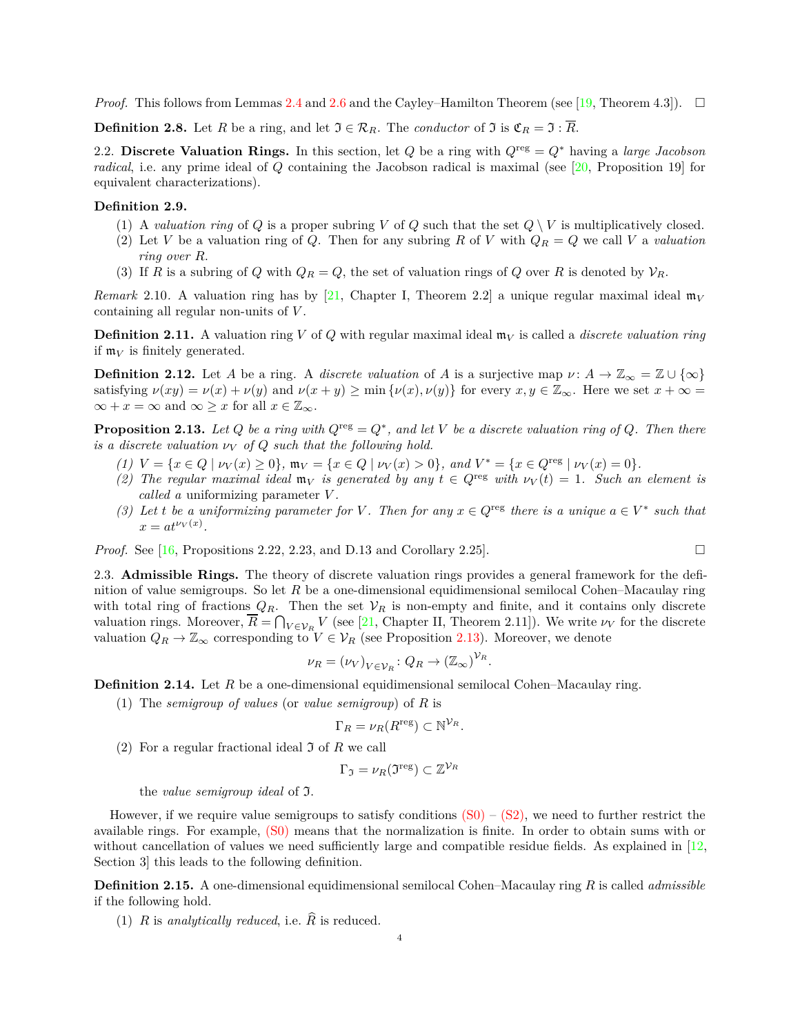*Proof.* This follows from Lemmas 2.4 and 2.6 and the Cayley–Hamilton Theorem (see [19, Theorem 4.3]). □

**Definition 2.8.** Let $R$ be a ring, and let $\mathfrak{I} \in \mathcal{R}_R$. The *conductor* of $\mathfrak{I}$ is $\mathfrak{C}_R = \mathfrak{I} : \overline{R}$.

2.2. **Discrete Valuation Rings.** In this section, let $Q$ be a ring with $Q^{\mathrm{reg}} = Q^*$ having a *large Jacobson radical*, i.e. any prime ideal of $Q$ containing the Jacobson radical is maximal (see [20, Proposition 19] for equivalent characterizations).

**Definition 2.9.**

(1) A *valuation ring* of $Q$ is a proper subring $V$ of $Q$ such that the set $Q \setminus V$ is multiplicatively closed.
(2) Let $V$ be a valuation ring of $Q$. Then for any subring $R$ of $V$ with $Q_R = Q$ we call $V$ a *valuation ring over $R$*.
(3) If $R$ is a subring of $Q$ with $Q_R = Q$, the set of valuation rings of $Q$ over $R$ is denoted by $\mathcal{V}_R$.

*Remark* 2.10. A valuation ring has by [21, Chapter I, Theorem 2.2] a unique regular maximal ideal $\mathfrak{m}_V$ containing all regular non-units of $V$.

**Definition 2.11.** A valuation ring $V$ of $Q$ with regular maximal ideal $\mathfrak{m}_V$ is called a *discrete valuation ring* if $\mathfrak{m}_V$ is finitely generated.

**Definition 2.12.** Let $A$ be a ring. A *discrete valuation* of $A$ is a surjective map $\nu\colon A \to \mathbb{Z}_\infty = \mathbb{Z} \cup \{\infty\}$ satisfying $\nu(xy) = \nu(x) + \nu(y)$ and $\nu(x + y) \geq \min\{\nu(x), \nu(y)\}$ for every $x, y \in \mathbb{Z}_\infty$. Here we set $x + \infty = \infty + x = \infty$ and $\infty \geq x$ for all $x \in \mathbb{Z}_\infty$.

**Proposition 2.13.** *Let $Q$ be a ring with $Q^{\mathrm{reg}} = Q^*$, and let $V$ be a discrete valuation ring of $Q$. Then there is a discrete valuation $\nu_V$ of $Q$ such that the following hold.*

*(1) $V = \{x \in Q \mid \nu_V(x) \geq 0\}$, $\mathfrak{m}_V = \{x \in Q \mid \nu_V(x) > 0\}$, and $V^* = \{x \in Q^{\mathrm{reg}} \mid \nu_V(x) = 0\}$.*
*(2) The regular maximal ideal $\mathfrak{m}_V$ is generated by any $t \in Q^{\mathrm{reg}}$ with $\nu_V(t) = 1$. Such an element is called a* uniformizing parameter *$V$.*
*(3) Let $t$ be a uniformizing parameter for $V$. Then for any $x \in Q^{\mathrm{reg}}$ there is a unique $a \in V^*$ such that $x = at^{\nu_V(x)}$.*

*Proof.* See [16, Propositions 2.22, 2.23, and D.13 and Corollary 2.25]. □

2.3. **Admissible Rings.** The theory of discrete valuation rings provides a general framework for the definition of value semigroups. So let $R$ be a one-dimensional equidimensional semilocal Cohen–Macaulay ring with total ring of fractions $Q_R$. Then the set $\mathcal{V}_R$ is non-empty and finite, and it contains only discrete valuation rings. Moreover, $\overline{R} = \bigcap_{V \in \mathcal{V}_R} V$ (see [21, Chapter II, Theorem 2.11]). We write $\nu_V$ for the discrete valuation $Q_R \to \mathbb{Z}_\infty$ corresponding to $V \in \mathcal{V}_R$ (see Proposition 2.13). Moreover, we denote

$$\nu_R = (\nu_V)_{V \in \mathcal{V}_R} \colon Q_R \to (\mathbb{Z}_\infty)^{\mathcal{V}_R}.$$

**Definition 2.14.** Let $R$ be a one-dimensional equidimensional semilocal Cohen–Macaulay ring.

(1) The *semigroup of values* (or *value semigroup*) of $R$ is
$$\Gamma_R = \nu_R(R^{\mathrm{reg}}) \subset \mathbb{N}^{\mathcal{V}_R}.$$
(2) For a regular fractional ideal $\mathfrak{I}$ of $R$ we call
$$\Gamma_{\mathfrak{I}} = \nu_R(\mathfrak{I}^{\mathrm{reg}}) \subset \mathbb{Z}^{\mathcal{V}_R}$$
the *value semigroup ideal* of $\mathfrak{I}$.

However, if we require value semigroups to satisfy conditions (S0) – (S2), we need to further restrict the available rings. For example, (S0) means that the normalization is finite. In order to obtain sums with or without cancellation of values we need sufficiently large and compatible residue fields. As explained in [12, Section 3] this leads to the following definition.

**Definition 2.15.** A one-dimensional equidimensional semilocal Cohen–Macaulay ring $R$ is called *admissible* if the following hold.

(1) $R$ is *analytically reduced*, i.e. $\widehat{R}$ is reduced.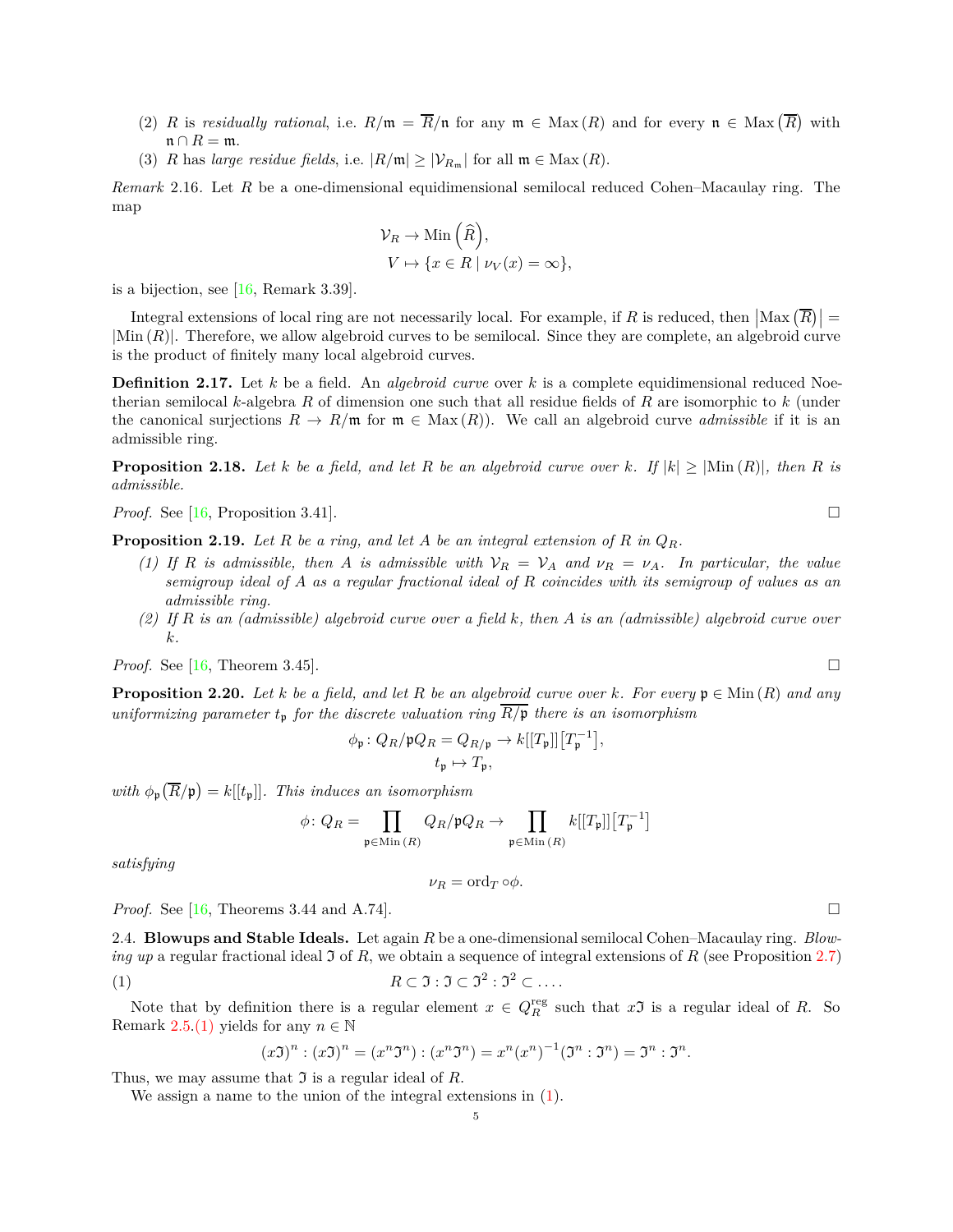(2) $R$ is *residually rational*, i.e. $R/\mathfrak{m} = \overline{R}/\mathfrak{n}$ for any $\mathfrak{m} \in \operatorname{Max}(R)$ and for every $\mathfrak{n} \in \operatorname{Max}\left(\overline{R}\right)$ with $\mathfrak{n} \cap R = \mathfrak{m}$.

(3) $R$ has *large residue fields*, i.e. $|R/\mathfrak{m}| \geq |\mathcal{V}_{R_\mathfrak{m}}|$ for all $\mathfrak{m} \in \operatorname{Max}(R)$.

*Remark* 2.16. Let $R$ be a one-dimensional equidimensional semilocal reduced Cohen–Macaulay ring. The map

$$\begin{aligned} \mathcal{V}_R &\to \operatorname{Min}\left(\widehat{R}\right), \\ V &\mapsto \{x \in R \mid \nu_V(x) = \infty\}, \end{aligned}$$

is a bijection, see [16, Remark 3.39].

Integral extensions of local ring are not necessarily local. For example, if $R$ is reduced, then $\left|\operatorname{Max}\left(\overline{R}\right)\right| = |\operatorname{Min}(R)|$. Therefore, we allow algebroid curves to be semilocal. Since they are complete, an algebroid curve is the product of finitely many local algebroid curves.

**Definition 2.17.** Let $k$ be a field. An *algebroid curve* over $k$ is a complete equidimensional reduced Noetherian semilocal $k$-algebra $R$ of dimension one such that all residue fields of $R$ are isomorphic to $k$ (under the canonical surjections $R \to R/\mathfrak{m}$ for $\mathfrak{m} \in \operatorname{Max}(R)$). We call an algebroid curve *admissible* if it is an admissible ring.

**Proposition 2.18.** *Let $k$ be a field, and let $R$ be an algebroid curve over $k$. If $|k| \geq |\operatorname{Min}(R)|$, then $R$ is admissible.*

*Proof.* See [16, Proposition 3.41]. □

**Proposition 2.19.** *Let $R$ be a ring, and let $A$ be an integral extension of $R$ in $Q_R$.*

*(1) If $R$ is admissible, then $A$ is admissible with $\mathcal{V}_R = \mathcal{V}_A$ and $\nu_R = \nu_A$. In particular, the value semigroup ideal of $A$ as a regular fractional ideal of $R$ coincides with its semigroup of values as an admissible ring.*

*(2) If $R$ is an (admissible) algebroid curve over a field $k$, then $A$ is an (admissible) algebroid curve over $k$.*

*Proof.* See [16, Theorem 3.45]. □

**Proposition 2.20.** *Let $k$ be a field, and let $R$ be an algebroid curve over $k$. For every $\mathfrak{p} \in \operatorname{Min}(R)$ and any uniformizing parameter $t_\mathfrak{p}$ for the discrete valuation ring $\overline{R/\mathfrak{p}}$ there is an isomorphism*

$$\begin{aligned} \phi_\mathfrak{p} \colon Q_R/\mathfrak{p}Q_R = Q_{R/\mathfrak{p}} &\to k[[T_\mathfrak{p}]]\left[T_\mathfrak{p}^{-1}\right], \\ t_\mathfrak{p} &\mapsto T_\mathfrak{p}, \end{aligned}$$

*with $\phi_\mathfrak{p}\left(\overline{R}/\mathfrak{p}\right) = k[[t_\mathfrak{p}]]$. This induces an isomorphism*

$$\phi \colon Q_R = \prod_{\mathfrak{p} \in \operatorname{Min}(R)} Q_R/\mathfrak{p}Q_R \to \prod_{\mathfrak{p} \in \operatorname{Min}(R)} k[[T_\mathfrak{p}]]\left[T_\mathfrak{p}^{-1}\right]$$

*satisfying*

$$\nu_R = \operatorname{ord}_T \circ \phi.$$

*Proof.* See [16, Theorems 3.44 and A.74]. □

### 2.4. Blowups and Stable Ideals.

Let again $R$ be a one-dimensional semilocal Cohen–Macaulay ring. *Blowing up* a regular fractional ideal $\mathfrak{I}$ of $R$, we obtain a sequence of integral extensions of $R$ (see Proposition 2.7)

$$R \subset \mathfrak{I} : \mathfrak{I} \subset \mathfrak{I}^2 : \mathfrak{I}^2 \subset \dots. \tag{1}$$

Note that by definition there is a regular element $x \in Q_R^{\text{reg}}$ such that $x\mathfrak{I}$ is a regular ideal of $R$. So Remark 2.5.(1) yields for any $n \in \mathbb{N}$

$$(x\mathfrak{I})^n : (x\mathfrak{I})^n = (x^n\mathfrak{I}^n) : (x^n\mathfrak{I}^n) = x^n(x^n)^{-1}(\mathfrak{I}^n : \mathfrak{I}^n) = \mathfrak{I}^n : \mathfrak{I}^n.$$

Thus, we may assume that $\mathfrak{I}$ is a regular ideal of $R$.

We assign a name to the union of the integral extensions in (1).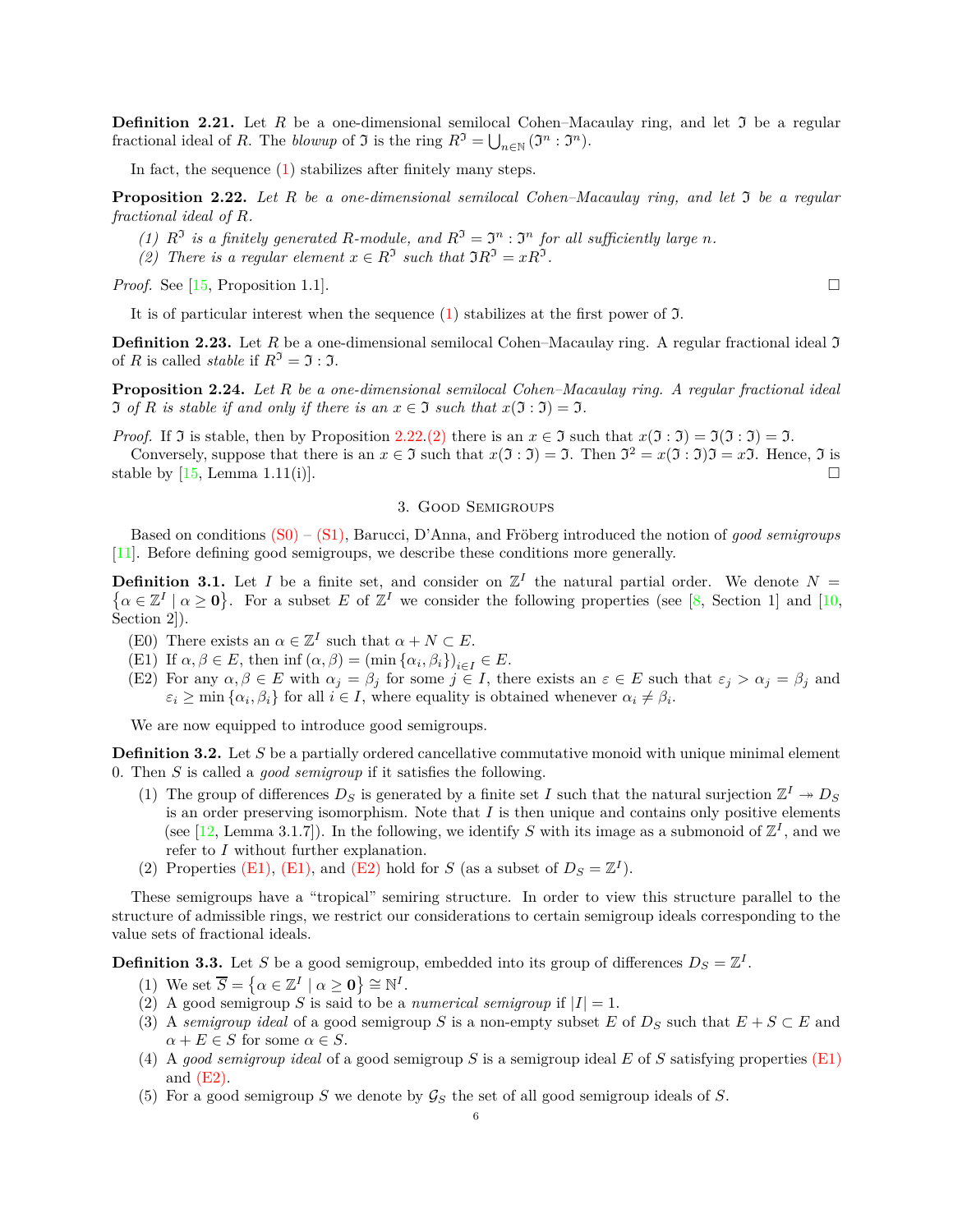**Definition 2.21.** Let $R$ be a one-dimensional semilocal Cohen–Macaulay ring, and let $\mathfrak{I}$ be a regular fractional ideal of $R$. The *blowup* of $\mathfrak{I}$ is the ring $R^{\mathfrak{I}} = \bigcup_{n\in\mathbb{N}} (\mathfrak{I}^n : \mathfrak{I}^n)$.

In fact, the sequence (1) stabilizes after finitely many steps.

**Proposition 2.22.** *Let $R$ be a one-dimensional semilocal Cohen–Macaulay ring, and let $\mathfrak{I}$ be a regular fractional ideal of $R$.*

*(1) $R^{\mathfrak{I}}$ is a finitely generated $R$-module, and $R^{\mathfrak{I}} = \mathfrak{I}^n : \mathfrak{I}^n$ for all sufficiently large $n$.*
*(2) There is a regular element $x \in R^{\mathfrak{I}}$ such that $\mathfrak{I}R^{\mathfrak{I}} = xR^{\mathfrak{I}}$.*

*Proof.* See [15, Proposition 1.1]. □

It is of particular interest when the sequence (1) stabilizes at the first power of $\mathfrak{I}$.

**Definition 2.23.** Let $R$ be a one-dimensional semilocal Cohen–Macaulay ring. A regular fractional ideal $\mathfrak{I}$ of $R$ is called *stable* if $R^{\mathfrak{I}} = \mathfrak{I} : \mathfrak{I}$.

**Proposition 2.24.** *Let $R$ be a one-dimensional semilocal Cohen–Macaulay ring. A regular fractional ideal $\mathfrak{I}$ of $R$ is stable if and only if there is an $x \in \mathfrak{I}$ such that $x(\mathfrak{I} : \mathfrak{I}) = \mathfrak{I}$.*

*Proof.* If $\mathfrak{I}$ is stable, then by Proposition 2.22.(2) there is an $x \in \mathfrak{I}$ such that $x(\mathfrak{I} : \mathfrak{I}) = \mathfrak{I}(\mathfrak{I} : \mathfrak{I}) = \mathfrak{I}$.

Conversely, suppose that there is an $x \in \mathfrak{I}$ such that $x(\mathfrak{I} : \mathfrak{I}) = \mathfrak{I}$. Then $\mathfrak{I}^2 = x(\mathfrak{I} : \mathfrak{I})\mathfrak{I} = x\mathfrak{I}$. Hence, $\mathfrak{I}$ is stable by [15, Lemma 1.11(i)]. □

## 3. Good Semigroups

Based on conditions (S0) – (S1), Barucci, D'Anna, and Fröberg introduced the notion of *good semigroups* [11]. Before defining good semigroups, we describe these conditions more generally.

**Definition 3.1.** Let $I$ be a finite set, and consider on $\mathbb{Z}^I$ the natural partial order. We denote $N = \{\alpha \in \mathbb{Z}^I \mid \alpha \geq \mathbf{0}\}$. For a subset $E$ of $\mathbb{Z}^I$ we consider the following properties (see [8, Section 1] and [10, Section 2]).

- (E0) There exists an $\alpha \in \mathbb{Z}^I$ such that $\alpha + N \subset E$.
- (E1) If $\alpha, \beta \in E$, then $\inf(\alpha, \beta) = (\min\{\alpha_i, \beta_i\})_{i\in I} \in E$.
- (E2) For any $\alpha, \beta \in E$ with $\alpha_j = \beta_j$ for some $j \in I$, there exists an $\varepsilon \in E$ such that $\varepsilon_j > \alpha_j = \beta_j$ and $\varepsilon_i \geq \min\{\alpha_i, \beta_i\}$ for all $i \in I$, where equality is obtained whenever $\alpha_i \neq \beta_i$.

We are now equipped to introduce good semigroups.

**Definition 3.2.** Let $S$ be a partially ordered cancellative commutative monoid with unique minimal element 0. Then $S$ is called a *good semigroup* if it satisfies the following.

1. The group of differences $D_S$ is generated by a finite set $I$ such that the natural surjection $\mathbb{Z}^I \twoheadrightarrow D_S$ is an order preserving isomorphism. Note that $I$ is then unique and contains only positive elements (see [12, Lemma 3.1.7]). In the following, we identify $S$ with its image as a submonoid of $\mathbb{Z}^I$, and we refer to $I$ without further explanation.
2. Properties (E1), (E1), and (E2) hold for $S$ (as a subset of $D_S = \mathbb{Z}^I$).

These semigroups have a "tropical" semiring structure. In order to view this structure parallel to the structure of admissible rings, we restrict our considerations to certain semigroup ideals corresponding to the value sets of fractional ideals.

**Definition 3.3.** Let $S$ be a good semigroup, embedded into its group of differences $D_S = \mathbb{Z}^I$.

1. We set $\overline{S} = \{\alpha \in \mathbb{Z}^I \mid \alpha \geq \mathbf{0}\} \cong \mathbb{N}^I$.
2. A good semigroup $S$ is said to be a *numerical semigroup* if $|I| = 1$.
3. A *semigroup ideal* of a good semigroup $S$ is a non-empty subset $E$ of $D_S$ such that $E + S \subset E$ and $\alpha + E \in S$ for some $\alpha \in S$.
4. A *good semigroup ideal* of a good semigroup $S$ is a semigroup ideal $E$ of $S$ satisfying properties (E1) and (E2).
5. For a good semigroup $S$ we denote by $\mathcal{G}_S$ the set of all good semigroup ideals of $S$.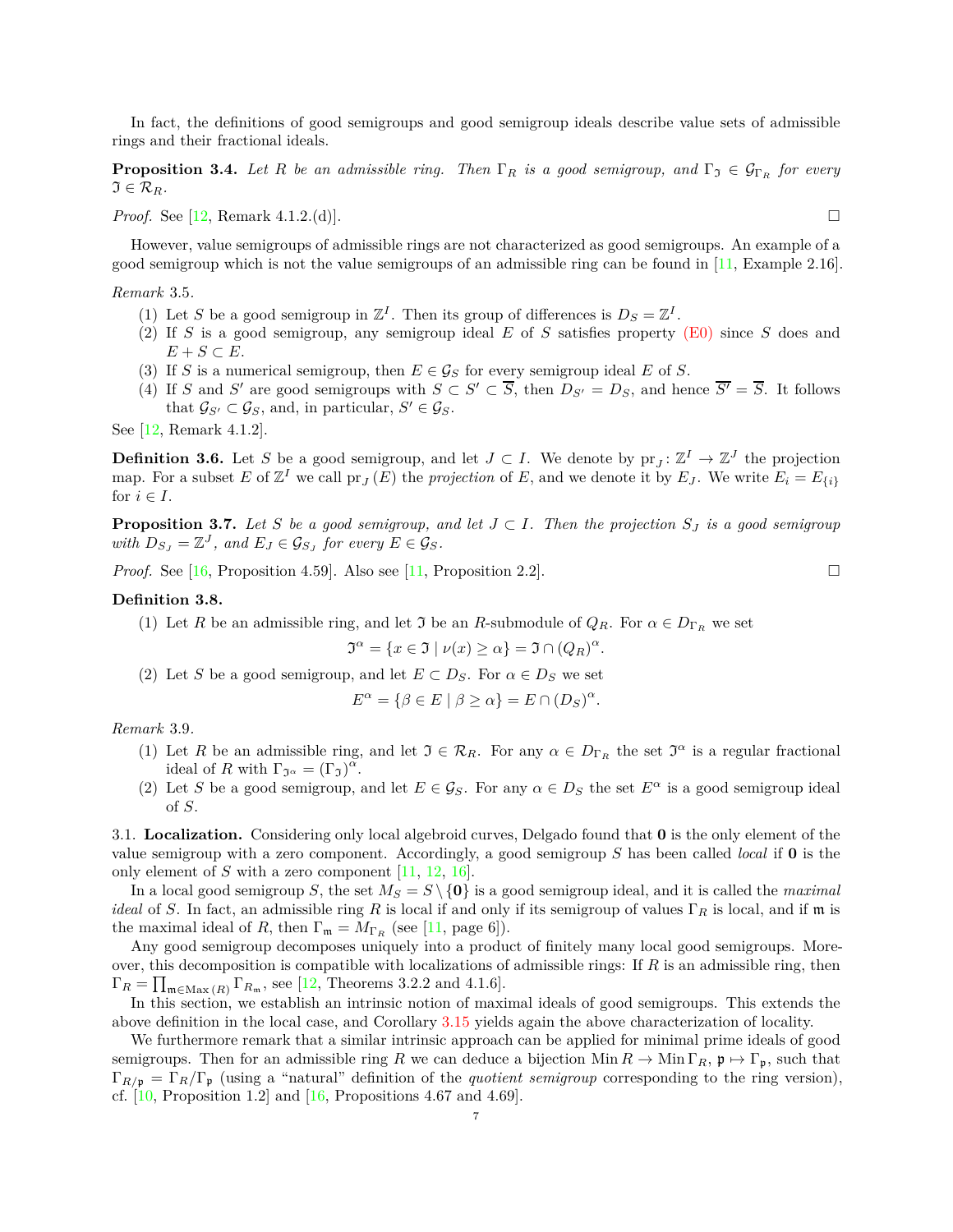In fact, the definitions of good semigroups and good semigroup ideals describe value sets of admissible rings and their fractional ideals.

**Proposition 3.4.** *Let $R$ be an admissible ring. Then $\Gamma_R$ is a good semigroup, and $\Gamma_{\mathfrak{I}} \in \mathcal{G}_{\Gamma_R}$ for every $\mathfrak{I} \in \mathcal{R}_R$.*

*Proof.* See [12, Remark 4.1.2.(d)]. □

However, value semigroups of admissible rings are not characterized as good semigroups. An example of a good semigroup which is not the value semigroups of an admissible ring can be found in [11, Example 2.16].

*Remark* 3.5.

1. Let $S$ be a good semigroup in $\mathbb{Z}^I$. Then its group of differences is $D_S = \mathbb{Z}^I$.
2. If $S$ is a good semigroup, any semigroup ideal $E$ of $S$ satisfies property (E0) since $S$ does and $E + S \subset E$.
3. If $S$ is a numerical semigroup, then $E \in \mathcal{G}_S$ for every semigroup ideal $E$ of $S$.
4. If $S$ and $S'$ are good semigroups with $S \subset S' \subset \overline{S}$, then $D_{S'} = D_S$, and hence $\overline{S'} = \overline{S}$. It follows that $\mathcal{G}_{S'} \subset \mathcal{G}_S$, and, in particular, $S' \in \mathcal{G}_S$.

See [12, Remark 4.1.2].

**Definition 3.6.** Let $S$ be a good semigroup, and let $J \subset I$. We denote by $\mathrm{pr}_J \colon \mathbb{Z}^I \to \mathbb{Z}^J$ the projection map. For a subset $E$ of $\mathbb{Z}^I$ we call $\mathrm{pr}_J(E)$ the *projection* of $E$, and we denote it by $E_J$. We write $E_i = E_{\{i\}}$ for $i \in I$.

**Proposition 3.7.** *Let $S$ be a good semigroup, and let $J \subset I$. Then the projection $S_J$ is a good semigroup with $D_{S_J} = \mathbb{Z}^J$, and $E_J \in \mathcal{G}_{S_J}$ for every $E \in \mathcal{G}_S$.*

*Proof.* See [16, Proposition 4.59]. Also see [11, Proposition 2.2]. □

**Definition 3.8.**

1. Let $R$ be an admissible ring, and let $\mathfrak{I}$ be an $R$-submodule of $Q_R$. For $\alpha \in D_{\Gamma_R}$ we set
$$\mathfrak{I}^\alpha = \{x \in \mathfrak{I} \mid \nu(x) \geq \alpha\} = \mathfrak{I} \cap (Q_R)^\alpha.$$
2. Let $S$ be a good semigroup, and let $E \subset D_S$. For $\alpha \in D_S$ we set
$$E^\alpha = \{\beta \in E \mid \beta \geq \alpha\} = E \cap (D_S)^\alpha.$$

*Remark* 3.9.

1. Let $R$ be an admissible ring, and let $\mathfrak{I} \in \mathcal{R}_R$. For any $\alpha \in D_{\Gamma_R}$ the set $\mathfrak{I}^\alpha$ is a regular fractional ideal of $R$ with $\Gamma_{\mathfrak{I}^\alpha} = (\Gamma_{\mathfrak{I}})^\alpha$.
2. Let $S$ be a good semigroup, and let $E \in \mathcal{G}_S$. For any $\alpha \in D_S$ the set $E^\alpha$ is a good semigroup ideal of $S$.

3.1. **Localization.** Considering only local algebroid curves, Delgado found that $\mathbf{0}$ is the only element of the value semigroup with a zero component. Accordingly, a good semigroup $S$ has been called *local* if $\mathbf{0}$ is the only element of $S$ with a zero component [11, 12, 16].

In a local good semigroup $S$, the set $M_S = S \setminus \{\mathbf{0}\}$ is a good semigroup ideal, and it is called the *maximal ideal* of $S$. In fact, an admissible ring $R$ is local if and only if its semigroup of values $\Gamma_R$ is local, and if $\mathfrak{m}$ is the maximal ideal of $R$, then $\Gamma_{\mathfrak{m}} = M_{\Gamma_R}$ (see [11, page 6]).

Any good semigroup decomposes uniquely into a product of finitely many local good semigroups. Moreover, this decomposition is compatible with localizations of admissible rings: If $R$ is an admissible ring, then $\Gamma_R = \prod_{\mathfrak{m} \in \operatorname{Max}(R)} \Gamma_{R_\mathfrak{m}}$, see [12, Theorems 3.2.2 and 4.1.6].

In this section, we establish an intrinsic notion of maximal ideals of good semigroups. This extends the above definition in the local case, and Corollary 3.15 yields again the above characterization of locality.

We furthermore remark that a similar intrinsic approach can be applied for minimal prime ideals of good semigroups. Then for an admissible ring $R$ we can deduce a bijection $\operatorname{Min} R \to \operatorname{Min} \Gamma_R$, $\mathfrak{p} \mapsto \Gamma_\mathfrak{p}$, such that $\Gamma_{R/\mathfrak{p}} = \Gamma_R/\Gamma_\mathfrak{p}$ (using a "natural" definition of the *quotient semigroup* corresponding to the ring version), cf. [10, Proposition 1.2] and [16, Propositions 4.67 and 4.69].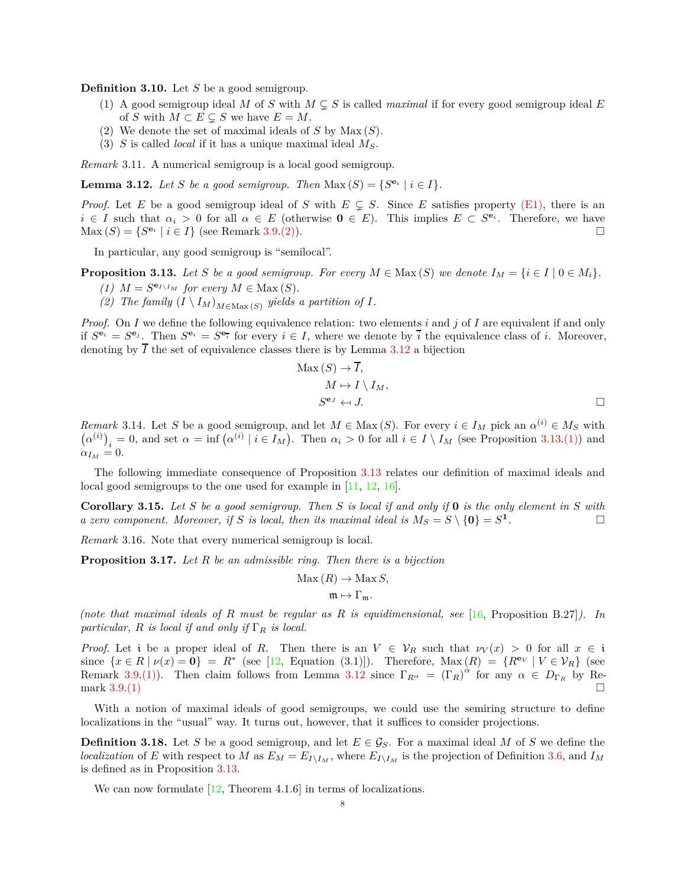**Definition 3.10.** Let $S$ be a good semigroup.

(1) A good semigroup ideal $M$ of $S$ with $M \subsetneq S$ is called *maximal* if for every good semigroup ideal $E$ of $S$ with $M \subset E \subsetneq S$ we have $E = M$.
(2) We denote the set of maximal ideals of $S$ by $\operatorname{Max}(S)$.
(3) $S$ is called *local* if it has a unique maximal ideal $M_S$.

*Remark* 3.11. A numerical semigroup is a local good semigroup.

**Lemma 3.12.** *Let $S$ be a good semigroup. Then $\operatorname{Max}(S) = \{S^{\mathbf{e}_i} \mid i \in I\}$.*

*Proof.* Let $E$ be a good semigroup ideal of $S$ with $E \subsetneq S$. Since $E$ satisfies property (E1), there is an $i \in I$ such that $\alpha_i > 0$ for all $\alpha \in E$ (otherwise $\mathbf{0} \in E$). This implies $E \subset S^{\mathbf{e}_i}$. Therefore, we have $\operatorname{Max}(S) = \{S^{\mathbf{e}_i} \mid i \in I\}$ (see Remark 3.9.(2)). □

In particular, any good semigroup is "semilocal".

**Proposition 3.13.** *Let $S$ be a good semigroup. For every $M \in \operatorname{Max}(S)$ we denote $I_M = \{i \in I \mid 0 \in M_i\}$.*

*(1) $M = S^{\mathbf{e}_{I \setminus I_M}}$ for every $M \in \operatorname{Max}(S)$.*
*(2) The family $(I \setminus I_M)_{M \in \operatorname{Max}(S)}$ yields a partition of $I$.*

*Proof.* On $I$ we define the following equivalence relation: two elements $i$ and $j$ of $I$ are equivalent if and only if $S^{\mathbf{e}_i} = S^{\mathbf{e}_j}$. Then $S^{\mathbf{e}_i} = S^{\mathbf{e}_{\overline{i}}}$ for every $i \in I$, where we denote by $\overline{i}$ the equivalence class of $i$. Moreover, denoting by $\overline{I}$ the set of equivalence classes there is by Lemma 3.12 a bijection

$$\begin{aligned} \operatorname{Max}(S) &\to \overline{I}, \\ M &\mapsto I \setminus I_M, \\ S^{\mathbf{e}_J} &\leftarrow\!\shortmid J. \end{aligned}$$

□

*Remark* 3.14. Let $S$ be a good semigroup, and let $M \in \operatorname{Max}(S)$. For every $i \in I_M$ pick an $\alpha^{(i)} \in M_S$ with $\left(\alpha^{(i)}\right)_i = 0$, and set $\alpha = \inf\left(\alpha^{(i)} \mid i \in I_M\right)$. Then $\alpha_i > 0$ for all $i \in I \setminus I_M$ (see Proposition 3.13.(1)) and $\alpha_{I_M} = 0$.

The following immediate consequence of Proposition 3.13 relates our definition of maximal ideals and local good semigroups to the one used for example in [11, 12, 16].

**Corollary 3.15.** *Let $S$ be a good semigroup. Then $S$ is local if and only if $\mathbf{0}$ is the only element in $S$ with a zero component. Moreover, if $S$ is local, then its maximal ideal is $M_S = S \setminus \{\mathbf{0}\} = S^{\mathbf{1}}$.* □

*Remark* 3.16. Note that every numerical semigroup is local.

**Proposition 3.17.** *Let $R$ be an admissible ring. Then there is a bijection*

$$\begin{aligned} \operatorname{Max}(R) &\to \operatorname{Max} S, \\ \mathfrak{m} &\mapsto \Gamma_{\mathfrak{m}}. \end{aligned}$$

*(note that maximal ideals of $R$ must be regular as $R$ is equidimensional, see [16, Proposition B.27]). In particular, $R$ is local if and only if $\Gamma_R$ is local.*

*Proof.* Let $\mathfrak{i}$ be a proper ideal of $R$. Then there is an $V \in \mathcal{V}_R$ such that $\nu_V(x) > 0$ for all $x \in \mathfrak{i}$ since $\{x \in R \mid \nu(x) = \mathbf{0}\} = R^*$ (see [12, Equation (3.1)]). Therefore, $\operatorname{Max}(R) = \{R^{\mathbf{e}_V} \mid V \in \mathcal{V}_R\}$ (see Remark 3.9.(1)). Then claim follows from Lemma 3.12 since $\Gamma_{R^\alpha} = (\Gamma_R)^\alpha$ for any $\alpha \in D_{\Gamma_R}$ by Remark 3.9.(1) □

With a notion of maximal ideals of good semigroups, we could use the semiring structure to define localizations in the "usual" way. It turns out, however, that it suffices to consider projections.

**Definition 3.18.** Let $S$ be a good semigroup, and let $E \in \mathcal{G}_S$. For a maximal ideal $M$ of $S$ we define the *localization* of $E$ with respect to $M$ as $E_M = E_{I \setminus I_M}$, where $E_{I \setminus I_M}$ is the projection of Definition 3.6, and $I_M$ is defined as in Proposition 3.13.

We can now formulate [12, Theorem 4.1.6] in terms of localizations.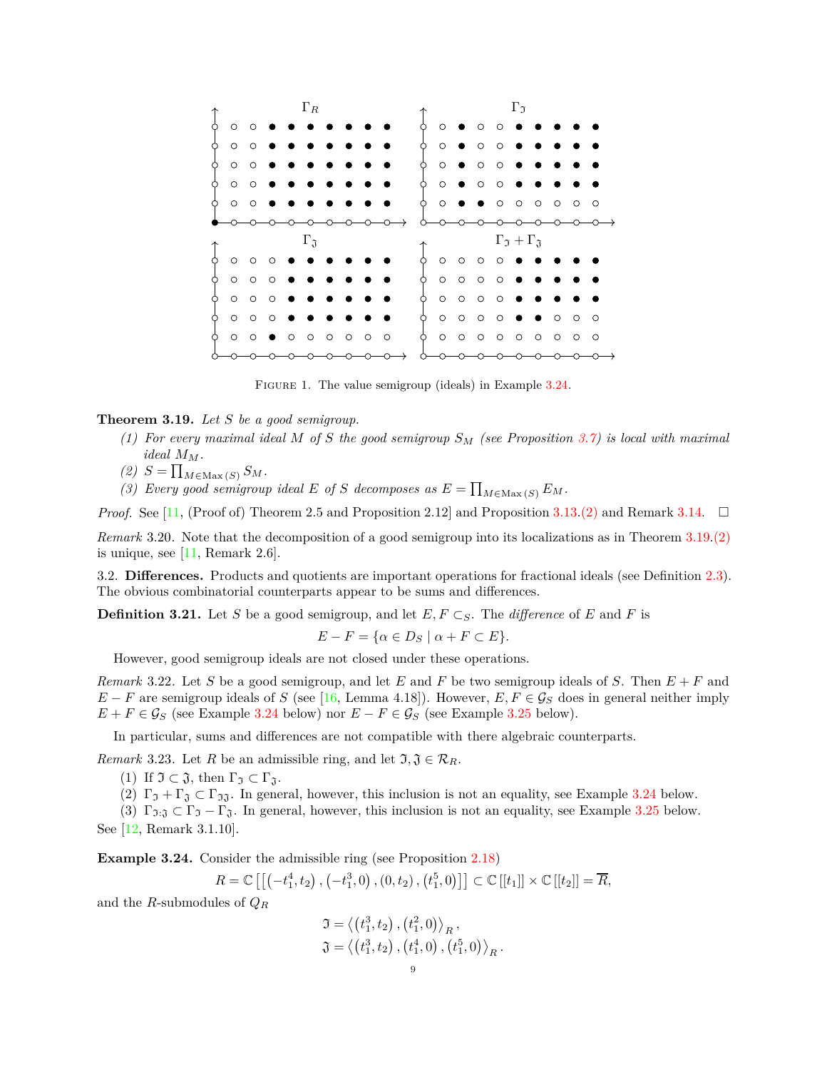Figure 1. The value semigroup (ideals) in Example 3.24.

**Theorem 3.19.** *Let $S$ be a good semigroup.*

*(1) For every maximal ideal $M$ of $S$ the good semigroup $S_M$ (see Proposition 3.7) is local with maximal ideal $M_M$.*

*(2) $S = \prod_{M \in \mathrm{Max}(S)} S_M$.*

*(3) Every good semigroup ideal $E$ of $S$ decomposes as $E = \prod_{M \in \mathrm{Max}(S)} E_M$.*

*Proof.* See [11, (Proof of) Theorem 2.5 and Proposition 2.12] and Proposition 3.13.(2) and Remark 3.14. □

*Remark* 3.20. Note that the decomposition of a good semigroup into its localizations as in Theorem 3.19.(2) is unique, see [11, Remark 2.6].

3.2. **Differences.** Products and quotients are important operations for fractional ideals (see Definition 2.3). The obvious combinatorial counterparts appear to be sums and differences.

**Definition 3.21.** Let $S$ be a good semigroup, and let $E, F \subset_S$. The *difference* of $E$ and $F$ is

$$E - F = \{\alpha \in D_S \mid \alpha + F \subset E\}.$$

However, good semigroup ideals are not closed under these operations.

*Remark* 3.22. Let $S$ be a good semigroup, and let $E$ and $F$ be two semigroup ideals of $S$. Then $E + F$ and $E - F$ are semigroup ideals of $S$ (see [16, Lemma 4.18]). However, $E, F \in \mathcal{G}_S$ does in general neither imply $E + F \in \mathcal{G}_S$ (see Example 3.24 below) nor $E - F \in \mathcal{G}_S$ (see Example 3.25 below).

In particular, sums and differences are not compatible with there algebraic counterparts.

*Remark* 3.23. Let $R$ be an admissible ring, and let $\mathfrak{I}, \mathfrak{J} \in \mathcal{R}_R$.

(1) If $\mathfrak{I} \subset \mathfrak{J}$, then $\Gamma_{\mathfrak{I}} \subset \Gamma_{\mathfrak{J}}$.

(2) $\Gamma_{\mathfrak{I}} + \Gamma_{\mathfrak{J}} \subset \Gamma_{\mathfrak{I}\mathfrak{J}}$. In general, however, this inclusion is not an equality, see Example 3.24 below.

(3) $\Gamma_{\mathfrak{I}:\mathfrak{J}} \subset \Gamma_{\mathfrak{I}} - \Gamma_{\mathfrak{J}}$. In general, however, this inclusion is not an equality, see Example 3.25 below.

See [12, Remark 3.1.10].

**Example 3.24.** Consider the admissible ring (see Proposition 2.18)

$$R = \mathbb{C}\left[\left[\left(-t_1^4, t_2\right), \left(-t_1^3, 0\right), \left(0, t_2\right), \left(t_1^5, 0\right)\right]\right] \subset \mathbb{C}\left[[t_1]\right] \times \mathbb{C}\left[[t_2]\right] = \overline{R},$$

and the $R$-submodules of $Q_R$

$$\mathfrak{I} = \left\langle \left(t_1^3, t_2\right), \left(t_1^2, 0\right) \right\rangle_R,$$
$$\mathfrak{J} = \left\langle \left(t_1^3, t_2\right), \left(t_1^4, 0\right), \left(t_1^5, 0\right) \right\rangle_R.$$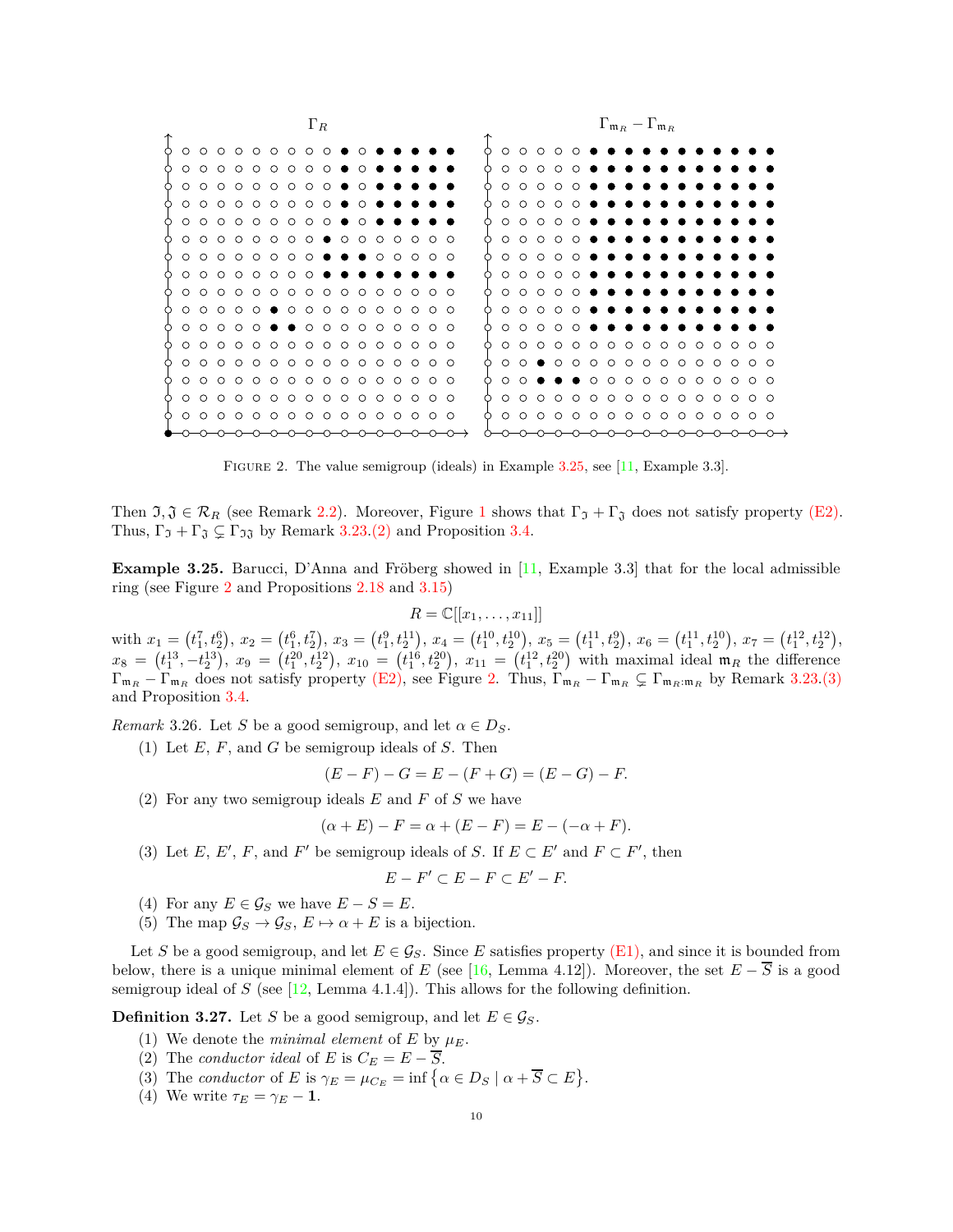FIGURE 2. The value semigroup (ideals) in Example 3.25, see [11, Example 3.3].

Then $\mathfrak{I}, \mathfrak{J} \in \mathcal{R}_R$ (see Remark 2.2). Moreover, Figure 1 shows that $\Gamma_\mathfrak{I} + \Gamma_\mathfrak{J}$ does not satisfy property (E2). Thus, $\Gamma_\mathfrak{I} + \Gamma_\mathfrak{J} \subsetneq \Gamma_{\mathfrak{I}\mathfrak{J}}$ by Remark 3.23.(2) and Proposition 3.4.

**Example 3.25.** Barucci, D'Anna and Fröberg showed in [11, Example 3.3] that for the local admissible ring (see Figure 2 and Propositions 2.18 and 3.15)

$$R = \mathbb{C}[[x_1, \dots, x_{11}]]$$

with $x_1 = (t_1^7, t_2^6)$, $x_2 = (t_1^6, t_2^7)$, $x_3 = (t_1^9, t_2^{11})$, $x_4 = (t_1^{10}, t_2^{10})$, $x_5 = (t_1^{11}, t_2^9)$, $x_6 = (t_1^{11}, t_2^{10})$, $x_7 = (t_1^{12}, t_2^{12})$, $x_8 = (t_1^{13}, -t_2^{13})$, $x_9 = (t_1^{20}, t_2^{12})$, $x_{10} = (t_1^{16}, t_2^{20})$, $x_{11} = (t_1^{12}, t_2^{20})$ with maximal ideal $\mathfrak{m}_R$ the difference $\Gamma_{\mathfrak{m}_R} - \Gamma_{\mathfrak{m}_R}$ does not satisfy property (E2), see Figure 2. Thus, $\Gamma_{\mathfrak{m}_R} - \Gamma_{\mathfrak{m}_R} \subsetneq \Gamma_{\mathfrak{m}_R : \mathfrak{m}_R}$ by Remark 3.23.(3) and Proposition 3.4.

*Remark* 3.26. Let $S$ be a good semigroup, and let $\alpha \in D_S$.

(1) Let $E$, $F$, and $G$ be semigroup ideals of $S$. Then
$$(E - F) - G = E - (F + G) = (E - G) - F.$$
(2) For any two semigroup ideals $E$ and $F$ of $S$ we have
$$(\alpha + E) - F = \alpha + (E - F) = E - (-\alpha + F).$$
(3) Let $E$, $E'$, $F$, and $F'$ be semigroup ideals of $S$. If $E \subset E'$ and $F \subset F'$, then
$$E - F' \subset E - F \subset E' - F.$$
(4) For any $E \in \mathcal{G}_S$ we have $E - S = E$.
(5) The map $\mathcal{G}_S \to \mathcal{G}_S$, $E \mapsto \alpha + E$ is a bijection.

Let $S$ be a good semigroup, and let $E \in \mathcal{G}_S$. Since $E$ satisfies property (E1), and since it is bounded from below, there is a unique minimal element of $E$ (see [16, Lemma 4.12]). Moreover, the set $E - \overline{S}$ is a good semigroup ideal of $S$ (see [12, Lemma 4.1.4]). This allows for the following definition.

**Definition 3.27.** Let $S$ be a good semigroup, and let $E \in \mathcal{G}_S$.

(1) We denote the *minimal element* of $E$ by $\mu_E$.
(2) The *conductor ideal* of $E$ is $C_E = E - \overline{S}$.
(3) The *conductor* of $E$ is $\gamma_E = \mu_{C_E} = \inf\{\alpha \in D_S \mid \alpha + \overline{S} \subset E\}$.
(4) We write $\tau_E = \gamma_E - \mathbf{1}$.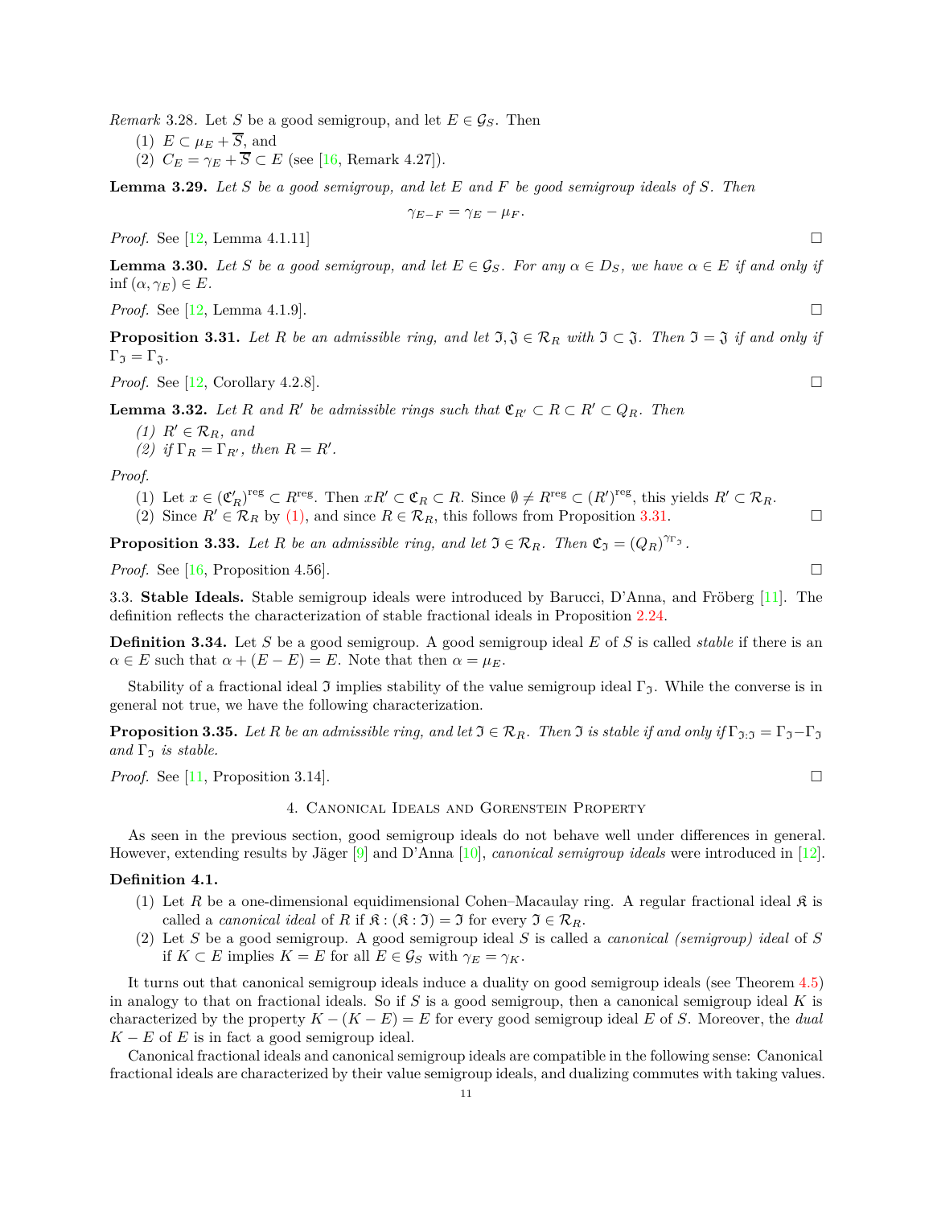*Remark* 3.28. Let $S$ be a good semigroup, and let $E \in \mathcal{G}_S$. Then

(1) $E \subset \mu_E + \overline{S}$, and
(2) $C_E = \gamma_E + \overline{S} \subset E$ (see [16, Remark 4.27]).

**Lemma 3.29.** *Let $S$ be a good semigroup, and let $E$ and $F$ be good semigroup ideals of $S$. Then*

$$\gamma_{E-F} = \gamma_E - \mu_F.$$

*Proof.* See [12, Lemma 4.1.11] □

**Lemma 3.30.** *Let $S$ be a good semigroup, and let $E \in \mathcal{G}_S$. For any $\alpha \in D_S$, we have $\alpha \in E$ if and only if $\inf(\alpha, \gamma_E) \in E$.*

*Proof.* See [12, Lemma 4.1.9]. □

**Proposition 3.31.** *Let $R$ be an admissible ring, and let $\mathfrak{I}, \mathfrak{J} \in \mathcal{R}_R$ with $\mathfrak{I} \subset \mathfrak{J}$. Then $\mathfrak{I} = \mathfrak{J}$ if and only if $\Gamma_{\mathfrak{I}} = \Gamma_{\mathfrak{J}}$.*

*Proof.* See [12, Corollary 4.2.8]. □

**Lemma 3.32.** *Let $R$ and $R'$ be admissible rings such that $\mathfrak{C}_{R'} \subset R \subset R' \subset Q_R$. Then*

*(1) $R' \in \mathcal{R}_R$, and*
*(2) if $\Gamma_R = \Gamma_{R'}$, then $R = R'$.*

*Proof.*

(1) Let $x \in (\mathfrak{C}'_R)^{\mathrm{reg}} \subset R^{\mathrm{reg}}$. Then $xR' \subset \mathfrak{C}_R \subset R$. Since $\emptyset \neq R^{\mathrm{reg}} \subset (R')^{\mathrm{reg}}$, this yields $R' \subset \mathcal{R}_R$.
(2) Since $R' \in \mathcal{R}_R$ by (1), and since $R \in \mathcal{R}_R$, this follows from Proposition 3.31. □

**Proposition 3.33.** *Let $R$ be an admissible ring, and let $\mathfrak{I} \in \mathcal{R}_R$. Then $\mathfrak{C}_{\mathfrak{I}} = (Q_R)^{\gamma_{\Gamma_{\mathfrak{I}}}}$.*

*Proof.* See [16, Proposition 4.56]. □

3.3. **Stable Ideals.** Stable semigroup ideals were introduced by Barucci, D'Anna, and Fröberg [11]. The definition reflects the characterization of stable fractional ideals in Proposition 2.24.

**Definition 3.34.** Let $S$ be a good semigroup. A good semigroup ideal $E$ of $S$ is called *stable* if there is an $\alpha \in E$ such that $\alpha + (E - E) = E$. Note that then $\alpha = \mu_E$.

Stability of a fractional ideal $\mathfrak{I}$ implies stability of the value semigroup ideal $\Gamma_{\mathfrak{I}}$. While the converse is in general not true, we have the following characterization.

**Proposition 3.35.** *Let $R$ be an admissible ring, and let $\mathfrak{I} \in \mathcal{R}_R$. Then $\mathfrak{I}$ is stable if and only if $\Gamma_{\mathfrak{I}:\mathfrak{I}} = \Gamma_{\mathfrak{I}} - \Gamma_{\mathfrak{I}}$ and $\Gamma_{\mathfrak{I}}$ is stable.*

*Proof.* See [11, Proposition 3.14]. □

## 4. Canonical Ideals and Gorenstein Property

As seen in the previous section, good semigroup ideals do not behave well under differences in general. However, extending results by Jäger [9] and D'Anna [10], *canonical semigroup ideals* were introduced in [12].

**Definition 4.1.**

(1) Let $R$ be a one-dimensional equidimensional Cohen–Macaulay ring. A regular fractional ideal $\mathfrak{K}$ is called a *canonical ideal* of $R$ if $\mathfrak{K} : (\mathfrak{K} : \mathfrak{I}) = \mathfrak{I}$ for every $\mathfrak{I} \in \mathcal{R}_R$.
(2) Let $S$ be a good semigroup. A good semigroup ideal $S$ is called a *canonical (semigroup) ideal* of $S$ if $K \subset E$ implies $K = E$ for all $E \in \mathcal{G}_S$ with $\gamma_E = \gamma_K$.

It turns out that canonical semigroup ideals induce a duality on good semigroup ideals (see Theorem 4.5) in analogy to that on fractional ideals. So if $S$ is a good semigroup, then a canonical semigroup ideal $K$ is characterized by the property $K - (K - E) = E$ for every good semigroup ideal $E$ of $S$. Moreover, the *dual* $K - E$ of $E$ is in fact a good semigroup ideal.

Canonical fractional ideals and canonical semigroup ideals are compatible in the following sense: Canonical fractional ideals are characterized by their value semigroup ideals, and dualizing commutes with taking values.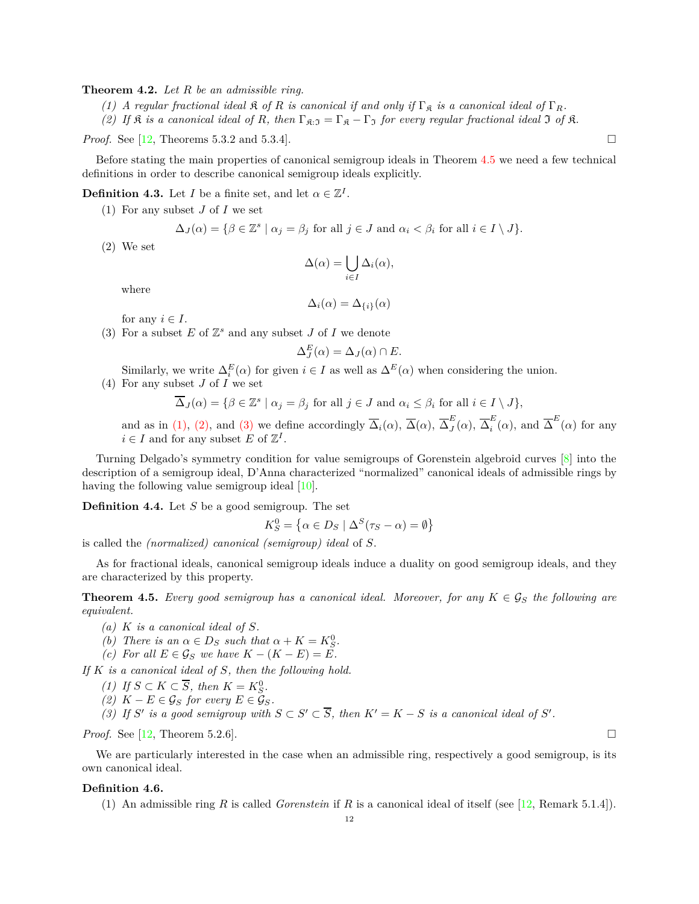**Theorem 4.2.** *Let $R$ be an admissible ring.*

*(1) A regular fractional ideal $\mathfrak{K}$ of $R$ is canonical if and only if $\Gamma_{\mathfrak{K}}$ is a canonical ideal of $\Gamma_R$.*

*(2) If $\mathfrak{K}$ is a canonical ideal of $R$, then $\Gamma_{\mathfrak{K}:\mathfrak{I}} = \Gamma_{\mathfrak{K}} - \Gamma_{\mathfrak{I}}$ for every regular fractional ideal $\mathfrak{I}$ of $\mathfrak{K}$.*

*Proof.* See [12, Theorems 5.3.2 and 5.3.4]. □

Before stating the main properties of canonical semigroup ideals in Theorem 4.5 we need a few technical definitions in order to describe canonical semigroup ideals explicitly.

**Definition 4.3.** Let $I$ be a finite set, and let $\alpha \in \mathbb{Z}^I$.

(1) For any subset $J$ of $I$ we set
$$\Delta_J(\alpha) = \{\beta \in \mathbb{Z}^s \mid \alpha_j = \beta_j \text{ for all } j \in J \text{ and } \alpha_i < \beta_i \text{ for all } i \in I \setminus J\}.$$

(2) We set
$$\Delta(\alpha) = \bigcup_{i\in I} \Delta_i(\alpha),$$
where
$$\Delta_i(\alpha) = \Delta_{\{i\}}(\alpha)$$
for any $i \in I$.

(3) For a subset $E$ of $\mathbb{Z}^s$ and any subset $J$ of $I$ we denote
$$\Delta^E_J(\alpha) = \Delta_J(\alpha) \cap E.$$
Similarly, we write $\Delta^E_i(\alpha)$ for given $i \in I$ as well as $\Delta^E(\alpha)$ when considering the union.

(4) For any subset $J$ of $I$ we set
$$\overline{\Delta}_J(\alpha) = \{\beta \in \mathbb{Z}^s \mid \alpha_j = \beta_j \text{ for all } j \in J \text{ and } \alpha_i \leq \beta_i \text{ for all } i \in I \setminus J\},$$
and as in (1), (2), and (3) we define accordingly $\overline{\Delta}_i(\alpha)$, $\overline{\Delta}(\alpha)$, $\overline{\Delta}^E_J(\alpha)$, $\overline{\Delta}^E_i(\alpha)$, and $\overline{\Delta}^E(\alpha)$ for any $i \in I$ and for any subset $E$ of $\mathbb{Z}^I$.

Turning Delgado's symmetry condition for value semigroups of Gorenstein algebroid curves [8] into the description of a semigroup ideal, D'Anna characterized "normalized" canonical ideals of admissible rings by having the following value semigroup ideal [10].

**Definition 4.4.** Let $S$ be a good semigroup. The set
$$K^0_S = \left\{\alpha \in D_S \mid \Delta^S(\tau_S - \alpha) = \emptyset\right\}$$
is called the *(normalized) canonical (semigroup) ideal* of $S$.

As for fractional ideals, canonical semigroup ideals induce a duality on good semigroup ideals, and they are characterized by this property.

**Theorem 4.5.** *Every good semigroup has a canonical ideal. Moreover, for any $K \in \mathcal{G}_S$ the following are equivalent.*

*(a) $K$ is a canonical ideal of $S$.*

*(b) There is an $\alpha \in D_S$ such that $\alpha + K = K^0_S$.*

*(c) For all $E \in \mathcal{G}_S$ we have $K - (K - E) = E$.*

*If $K$ is a canonical ideal of $S$, then the following hold.*

*(1) If $S \subset K \subset \overline{S}$, then $K = K^0_S$.*

*(2) $K - E \in \mathcal{G}_S$ for every $E \in \mathcal{G}_S$.*

*(3) If $S'$ is a good semigroup with $S \subset S' \subset \overline{S}$, then $K' = K - S$ is a canonical ideal of $S'$.*

*Proof.* See [12, Theorem 5.2.6]. □

We are particularly interested in the case when an admissible ring, respectively a good semigroup, is its own canonical ideal.

**Definition 4.6.**

(1) An admissible ring $R$ is called *Gorenstein* if $R$ is a canonical ideal of itself (see [12, Remark 5.1.4]).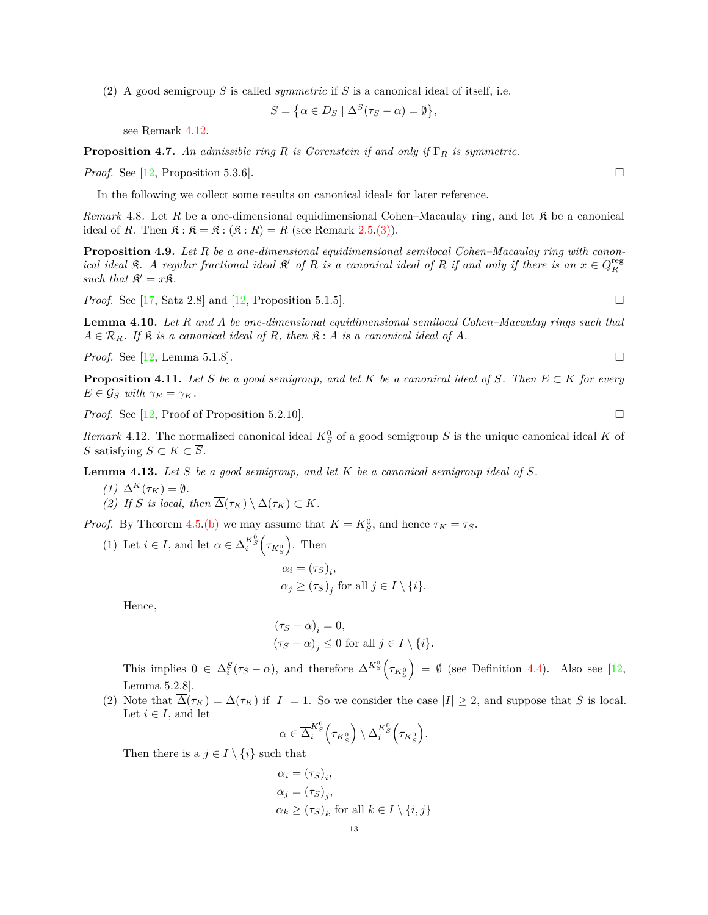(2) A good semigroup $S$ is called *symmetric* if $S$ is a canonical ideal of itself, i.e.

$$S = \{\alpha \in D_S \mid \Delta^S(\tau_S - \alpha) = \emptyset\},$$

see Remark 4.12.

**Proposition 4.7.** *An admissible ring $R$ is Gorenstein if and only if $\Gamma_R$ is symmetric.*

*Proof.* See [12, Proposition 5.3.6]. □

In the following we collect some results on canonical ideals for later reference.

*Remark* 4.8. Let $R$ be a one-dimensional equidimensional Cohen–Macaulay ring, and let $\mathfrak{K}$ be a canonical ideal of $R$. Then $\mathfrak{K} : \mathfrak{K} = \mathfrak{K} : (\mathfrak{K} : R) = R$ (see Remark 2.5.(3)).

**Proposition 4.9.** *Let $R$ be a one-dimensional equidimensional semilocal Cohen–Macaulay ring with canonical ideal $\mathfrak{K}$. A regular fractional ideal $\mathfrak{K}'$ of $R$ is a canonical ideal of $R$ if and only if there is an $x \in Q_R^{\mathrm{reg}}$ such that $\mathfrak{K}' = x\mathfrak{K}$.*

*Proof.* See [17, Satz 2.8] and [12, Proposition 5.1.5]. □

**Lemma 4.10.** *Let $R$ and $A$ be one-dimensional equidimensional semilocal Cohen–Macaulay rings such that $A \in \mathcal{R}_R$. If $\mathfrak{K}$ is a canonical ideal of $R$, then $\mathfrak{K} : A$ is a canonical ideal of $A$.*

*Proof.* See [12, Lemma 5.1.8]. □

**Proposition 4.11.** *Let $S$ be a good semigroup, and let $K$ be a canonical ideal of $S$. Then $E \subset K$ for every $E \in \mathcal{G}_S$ with $\gamma_E = \gamma_K$.*

*Proof.* See [12, Proof of Proposition 5.2.10]. □

*Remark* 4.12. The normalized canonical ideal $K_S^0$ of a good semigroup $S$ is the unique canonical ideal $K$ of $S$ satisfying $S \subset K \subset \overline{S}$.

**Lemma 4.13.** *Let $S$ be a good semigroup, and let $K$ be a canonical semigroup ideal of $S$.*

*(1) $\Delta^K(\tau_K) = \emptyset$.*
*(2) If $S$ is local, then $\overline{\Delta}(\tau_K) \setminus \Delta(\tau_K) \subset K$.*

*Proof.* By Theorem 4.5.(b) we may assume that $K = K_S^0$, and hence $\tau_K = \tau_S$.

(1) Let $i \in I$, and let $\alpha \in \Delta_i^{K_S^0}\left(\tau_{K_S^0}\right)$. Then

$$\alpha_i = (\tau_S)_i,$$
$$\alpha_j \geq (\tau_S)_j \text{ for all } j \in I \setminus \{i\}.$$

Hence,

$$(\tau_S - \alpha)_i = 0,$$
$$(\tau_S - \alpha)_j \leq 0 \text{ for all } j \in I \setminus \{i\}.$$

This implies $0 \in \Delta_i^S(\tau_S - \alpha)$, and therefore $\Delta^{K_S^0}\left(\tau_{K_S^0}\right) = \emptyset$ (see Definition 4.4). Also see [12, Lemma 5.2.8].

(2) Note that $\overline{\Delta}(\tau_K) = \Delta(\tau_K)$ if $|I| = 1$. So we consider the case $|I| \geq 2$, and suppose that $S$ is local. Let $i \in I$, and let

$$\alpha \in \overline{\Delta}_i^{K_S^0}\left(\tau_{K_S^0}\right) \setminus \Delta_i^{K_S^0}\left(\tau_{K_S^0}\right).$$

Then there is a $j \in I \setminus \{i\}$ such that

$$\alpha_i = (\tau_S)_i,$$
$$\alpha_j = (\tau_S)_j,$$
$$\alpha_k \geq (\tau_S)_k \text{ for all } k \in I \setminus \{i, j\}$$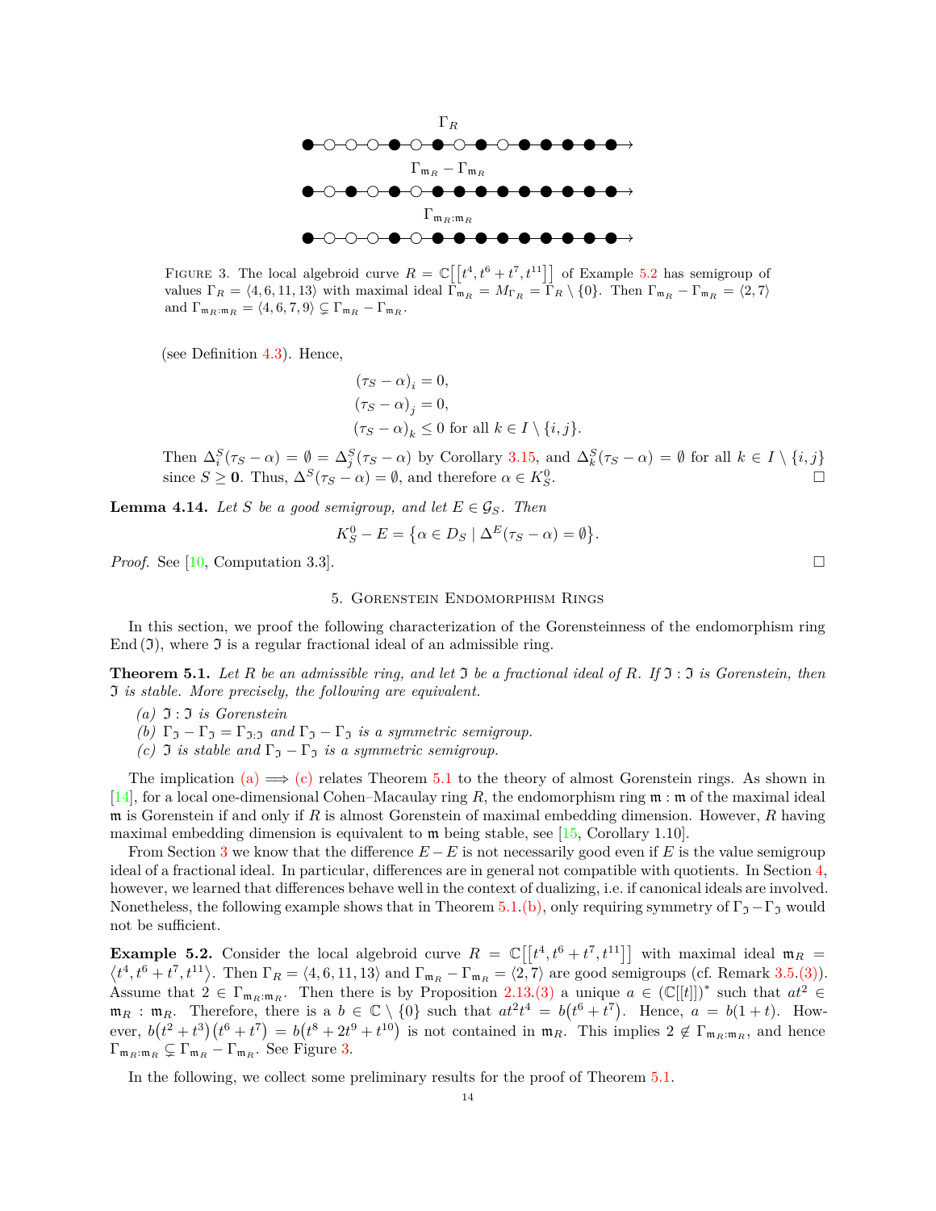$\Gamma_R$

$\Gamma_{\mathfrak{m}_R} - \Gamma_{\mathfrak{m}_R}$

$\Gamma_{\mathfrak{m}_R:\mathfrak{m}_R}$

Figure 3. The local algebroid curve $R = \mathbb{C}\big[\big[t^4, t^6+t^7, t^{11}\big]\big]$ of Example 5.2 has semigroup of values $\Gamma_R = \langle 4, 6, 11, 13\rangle$ with maximal ideal $\Gamma_{\mathfrak{m}_R} = M_{\Gamma_R} = \Gamma_R \setminus \{0\}$. Then $\Gamma_{\mathfrak{m}_R} - \Gamma_{\mathfrak{m}_R} = \langle 2, 7\rangle$ and $\Gamma_{\mathfrak{m}_R:\mathfrak{m}_R} = \langle 4, 6, 7, 9\rangle \subsetneq \Gamma_{\mathfrak{m}_R} - \Gamma_{\mathfrak{m}_R}$.

(see Definition 4.3). Hence,

$$\begin{aligned}
&(\tau_S - \alpha)_i = 0,\\
&(\tau_S - \alpha)_j = 0,\\
&(\tau_S - \alpha)_k \leq 0 \text{ for all } k \in I \setminus \{i, j\}.
\end{aligned}$$

Then $\Delta_i^S(\tau_S - \alpha) = \emptyset = \Delta_j^S(\tau_S - \alpha)$ by Corollary 3.15, and $\Delta_k^S(\tau_S - \alpha) = \emptyset$ for all $k \in I \setminus \{i, j\}$ since $S \geq \mathbf{0}$. Thus, $\Delta^S(\tau_S - \alpha) = \emptyset$, and therefore $\alpha \in K_S^0$. □

**Lemma 4.14.** *Let $S$ be a good semigroup, and let $E \in \mathcal{G}_S$. Then*

$$K_S^0 - E = \big\{\alpha \in D_S \mid \Delta^E(\tau_S - \alpha) = \emptyset\big\}.$$

*Proof.* See [10, Computation 3.3]. □

## 5. Gorenstein Endomorphism Rings

In this section, we proof the following characterization of the Gorensteinness of the endomorphism ring $\operatorname{End}(\mathfrak{I})$, where $\mathfrak{I}$ is a regular fractional ideal of an admissible ring.

**Theorem 5.1.** *Let $R$ be an admissible ring, and let $\mathfrak{I}$ be a fractional ideal of $R$. If $\mathfrak{I} : \mathfrak{I}$ is Gorenstein, then $\mathfrak{I}$ is stable. More precisely, the following are equivalent.*

*(a) $\mathfrak{I} : \mathfrak{I}$ is Gorenstein*
*(b) $\Gamma_{\mathfrak{I}} - \Gamma_{\mathfrak{I}} = \Gamma_{\mathfrak{I}:\mathfrak{I}}$ and $\Gamma_{\mathfrak{I}} - \Gamma_{\mathfrak{I}}$ is a symmetric semigroup.*
*(c) $\mathfrak{I}$ is stable and $\Gamma_{\mathfrak{I}} - \Gamma_{\mathfrak{I}}$ is a symmetric semigroup.*

The implication (a) $\Longrightarrow$ (c) relates Theorem 5.1 to the theory of almost Gorenstein rings. As shown in [14], for a local one-dimensional Cohen–Macaulay ring $R$, the endomorphism ring $\mathfrak{m} : \mathfrak{m}$ of the maximal ideal $\mathfrak{m}$ is Gorenstein if and only if $R$ is almost Gorenstein of maximal embedding dimension. However, $R$ having maximal embedding dimension is equivalent to $\mathfrak{m}$ being stable, see [15, Corollary 1.10].

From Section 3 we know that the difference $E - E$ is not necessarily good even if $E$ is the value semigroup ideal of a fractional ideal. In particular, differences are in general not compatible with quotients. In Section 4, however, we learned that differences behave well in the context of dualizing, i.e. if canonical ideals are involved. Nonetheless, the following example shows that in Theorem 5.1.(b), only requiring symmetry of $\Gamma_{\mathfrak{I}} - \Gamma_{\mathfrak{I}}$ would not be sufficient.

**Example 5.2.** Consider the local algebroid curve $R = \mathbb{C}\big[\big[t^4, t^6+t^7, t^{11}\big]\big]$ with maximal ideal $\mathfrak{m}_R = \big\langle t^4, t^6+t^7, t^{11}\big\rangle$. Then $\Gamma_R = \langle 4, 6, 11, 13\rangle$ and $\Gamma_{\mathfrak{m}_R} - \Gamma_{\mathfrak{m}_R} = \langle 2, 7\rangle$ are good semigroups (cf. Remark 3.5.(3)). Assume that $2 \in \Gamma_{\mathfrak{m}_R:\mathfrak{m}_R}$. Then there is by Proposition 2.13.(3) a unique $a \in (\mathbb{C}[[t]])^*$ such that $at^2 \in \mathfrak{m}_R : \mathfrak{m}_R$. Therefore, there is a $b \in \mathbb{C} \setminus \{0\}$ such that $at^2t^4 = b\big(t^6+t^7\big)$. Hence, $a = b(1+t)$. However, $b\big(t^2+t^3\big)\big(t^6+t^7\big) = b\big(t^8+2t^9+t^{10}\big)$ is not contained in $\mathfrak{m}_R$. This implies $2 \notin \Gamma_{\mathfrak{m}_R:\mathfrak{m}_R}$, and hence $\Gamma_{\mathfrak{m}_R:\mathfrak{m}_R} \subsetneq \Gamma_{\mathfrak{m}_R} - \Gamma_{\mathfrak{m}_R}$. See Figure 3.

In the following, we collect some preliminary results for the proof of Theorem 5.1.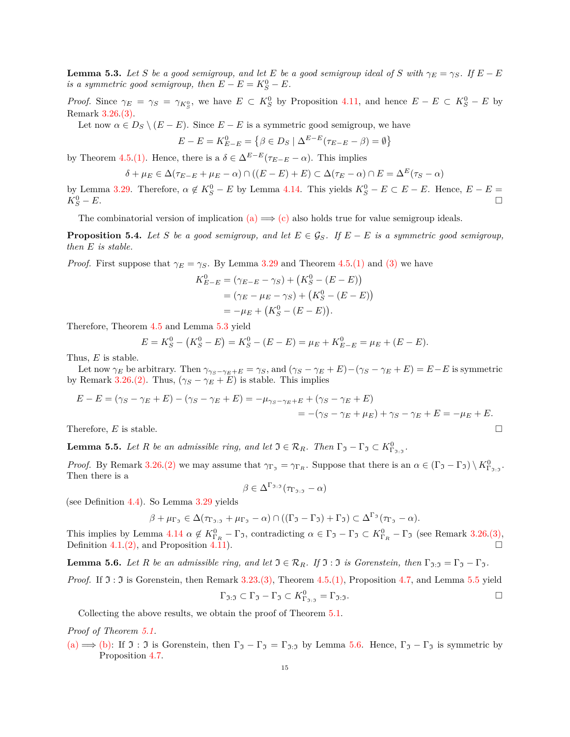**Lemma 5.3.** *Let $S$ be a good semigroup, and let $E$ be a good semigroup ideal of $S$ with $\gamma_E = \gamma_S$. If $E - E$ is a symmetric good semigroup, then $E - E = K_S^0 - E$.*

*Proof.* Since $\gamma_E = \gamma_S = \gamma_{K_S^0}$, we have $E \subset K_S^0$ by Proposition 4.11, and hence $E - E \subset K_S^0 - E$ by Remark 3.26.(3).

Let now $\alpha \in D_S \setminus (E - E)$. Since $E - E$ is a symmetric good semigroup, we have

$$E - E = K_{E-E}^0 = \left\{\beta \in D_S \mid \Delta^{E-E}(\tau_{E-E} - \beta) = \emptyset\right\}$$

by Theorem 4.5.(1). Hence, there is a $\delta \in \Delta^{E-E}(\tau_{E-E} - \alpha)$. This implies

$$\delta + \mu_E \in \Delta(\tau_{E-E} + \mu_E - \alpha) \cap ((E - E) + E) \subset \Delta(\tau_E - \alpha) \cap E = \Delta^E(\tau_S - \alpha)$$

by Lemma 3.29. Therefore, $\alpha \notin K_S^0 - E$ by Lemma 4.14. This yields $K_S^0 - E \subset E - E$. Hence, $E - E = K_S^0 - E$. □

The combinatorial version of implication (a) $\Longrightarrow$ (c) also holds true for value semigroup ideals.

**Proposition 5.4.** *Let $S$ be a good semigroup, and let $E \in \mathcal{G}_S$. If $E - E$ is a symmetric good semigroup, then $E$ is stable.*

*Proof.* First suppose that $\gamma_E = \gamma_S$. By Lemma 3.29 and Theorem 4.5.(1) and (3) we have

$$\begin{aligned}
K_{E-E}^0 &= (\gamma_{E-E} - \gamma_S) + \left(K_S^0 - (E - E)\right)\\
&= (\gamma_E - \mu_E - \gamma_S) + \left(K_S^0 - (E - E)\right)\\
&= -\mu_E + \left(K_S^0 - (E - E)\right).
\end{aligned}$$

Therefore, Theorem 4.5 and Lemma 5.3 yield

$$E = K_S^0 - \left(K_S^0 - E\right) = K_S^0 - (E - E) = \mu_E + K_{E-E}^0 = \mu_E + (E - E).$$

Thus, $E$ is stable.

Let now $\gamma_E$ be arbitrary. Then $\gamma_{\gamma_S - \gamma_E + E} = \gamma_S$, and $(\gamma_S - \gamma_E + E) - (\gamma_S - \gamma_E + E) = E - E$ is symmetric by Remark 3.26.(2). Thus, $(\gamma_S - \gamma_E + E)$ is stable. This implies

$$\begin{aligned}
E - E = (\gamma_S - \gamma_E + E) - (\gamma_S - \gamma_E + E) &= -\mu_{\gamma_S - \gamma_E + E} + (\gamma_S - \gamma_E + E)\\
&= -(\gamma_S - \gamma_E + \mu_E) + \gamma_S - \gamma_E + E = -\mu_E + E.
\end{aligned}$$

Therefore, $E$ is stable. □

**Lemma 5.5.** *Let $R$ be an admissible ring, and let $\mathfrak{I} \in \mathcal{R}_R$. Then $\Gamma_{\mathfrak{I}} - \Gamma_{\mathfrak{I}} \subset K_{\Gamma_{\mathfrak{I}:\mathfrak{I}}}^0$.*

*Proof.* By Remark 3.26.(2) we may assume that $\gamma_{\Gamma_{\mathfrak{I}}} = \gamma_{\Gamma_R}$. Suppose that there is an $\alpha \in (\Gamma_{\mathfrak{I}} - \Gamma_{\mathfrak{I}}) \setminus K_{\Gamma_{\mathfrak{I}:\mathfrak{I}}}^0$. Then there is a

$$\beta \in \Delta^{\Gamma_{\mathfrak{I}:\mathfrak{I}}}(\tau_{\Gamma_{\mathfrak{I}:\mathfrak{I}}} - \alpha)$$

(see Definition 4.4). So Lemma 3.29 yields

$$\beta + \mu_{\Gamma_{\mathfrak{I}}} \in \Delta(\tau_{\Gamma_{\mathfrak{I}:\mathfrak{I}}} + \mu_{\Gamma_{\mathfrak{I}}} - \alpha) \cap ((\Gamma_{\mathfrak{I}} - \Gamma_{\mathfrak{I}}) + \Gamma_{\mathfrak{I}}) \subset \Delta^{\Gamma_{\mathfrak{I}}}(\tau_{\Gamma_{\mathfrak{I}}} - \alpha).$$

This implies by Lemma 4.14 $\alpha \notin K_{\Gamma_R}^0 - \Gamma_{\mathfrak{I}}$, contradicting $\alpha \in \Gamma_{\mathfrak{I}} - \Gamma_{\mathfrak{I}} \subset K_{\Gamma_R}^0 - \Gamma_{\mathfrak{I}}$ (see Remark 3.26.(3), Definition 4.1.(2), and Proposition 4.11). □

**Lemma 5.6.** *Let $R$ be an admissible ring, and let $\mathfrak{I} \in \mathcal{R}_R$. If $\mathfrak{I} : \mathfrak{I}$ is Gorenstein, then $\Gamma_{\mathfrak{I}:\mathfrak{I}} = \Gamma_{\mathfrak{I}} - \Gamma_{\mathfrak{I}}$.*

*Proof.* If $\mathfrak{I} : \mathfrak{I}$ is Gorenstein, then Remark 3.23.(3), Theorem 4.5.(1), Proposition 4.7, and Lemma 5.5 yield

$$\Gamma_{\mathfrak{I}:\mathfrak{I}} \subset \Gamma_{\mathfrak{I}} - \Gamma_{\mathfrak{I}} \subset K_{\Gamma_{\mathfrak{I}:\mathfrak{I}}}^0 = \Gamma_{\mathfrak{I}:\mathfrak{I}}.$$

□

Collecting the above results, we obtain the proof of Theorem 5.1.

*Proof of Theorem 5.1.*

(a) $\Longrightarrow$ (b): If $\mathfrak{I} : \mathfrak{I}$ is Gorenstein, then $\Gamma_{\mathfrak{I}} - \Gamma_{\mathfrak{I}} = \Gamma_{\mathfrak{I}:\mathfrak{I}}$ by Lemma 5.6. Hence, $\Gamma_{\mathfrak{I}} - \Gamma_{\mathfrak{I}}$ is symmetric by Proposition 4.7.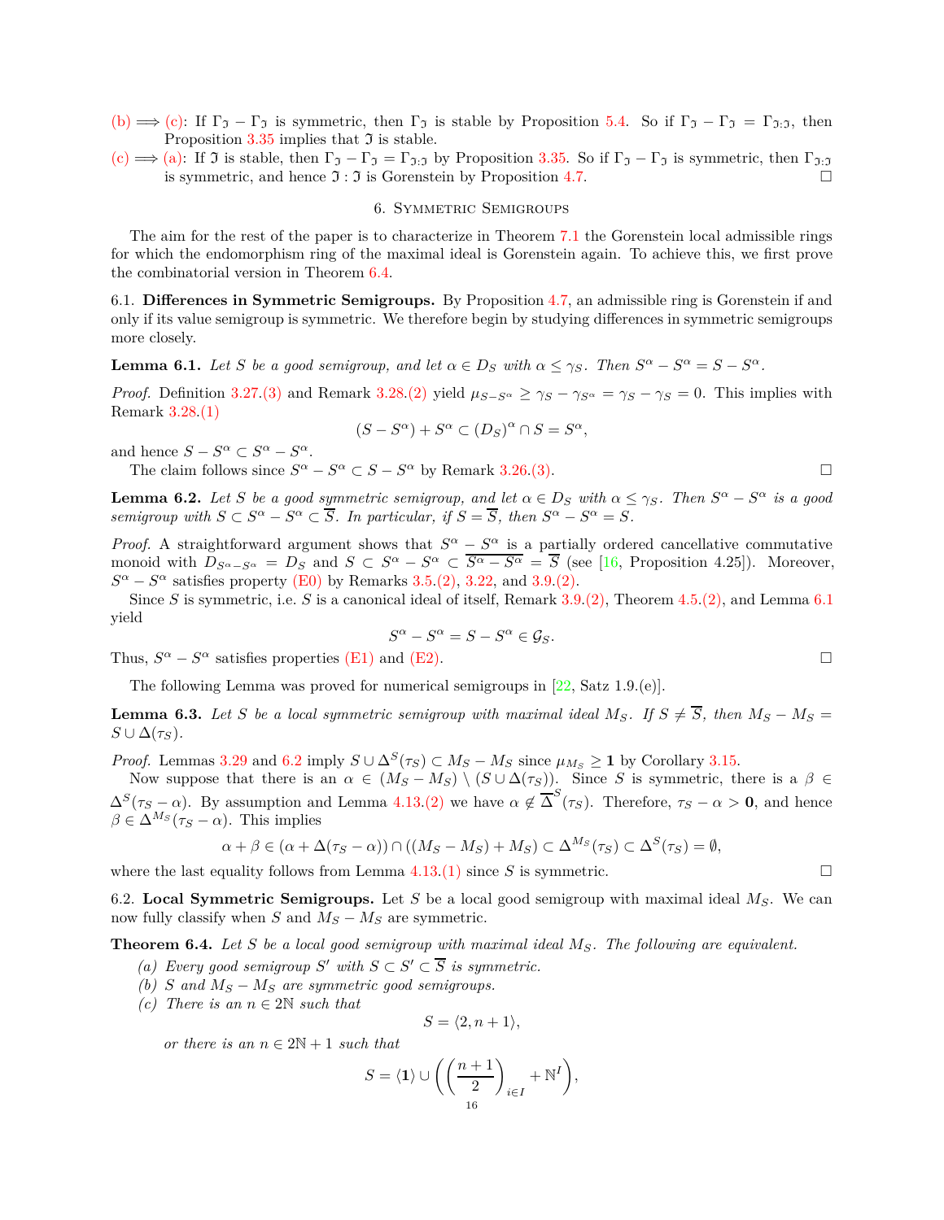(b) $\implies$ (c): If $\Gamma_{\mathfrak{I}} - \Gamma_{\mathfrak{I}}$ is symmetric, then $\Gamma_{\mathfrak{I}}$ is stable by Proposition 5.4. So if $\Gamma_{\mathfrak{I}} - \Gamma_{\mathfrak{I}} = \Gamma_{\mathfrak{I}:\mathfrak{I}}$, then Proposition 3.35 implies that $\mathfrak{I}$ is stable.

(c) $\implies$ (a): If $\mathfrak{I}$ is stable, then $\Gamma_{\mathfrak{I}} - \Gamma_{\mathfrak{I}} = \Gamma_{\mathfrak{I}:\mathfrak{I}}$ by Proposition 3.35. So if $\Gamma_{\mathfrak{I}} - \Gamma_{\mathfrak{I}}$ is symmetric, then $\Gamma_{\mathfrak{I}:\mathfrak{I}}$ is symmetric, and hence $\mathfrak{I} : \mathfrak{I}$ is Gorenstein by Proposition 4.7. □

## 6. Symmetric Semigroups

The aim for the rest of the paper is to characterize in Theorem 7.1 the Gorenstein local admissible rings for which the endomorphism ring of the maximal ideal is Gorenstein again. To achieve this, we first prove the combinatorial version in Theorem 6.4.

### 6.1. Differences in Symmetric Semigroups.

By Proposition 4.7, an admissible ring is Gorenstein if and only if its value semigroup is symmetric. We therefore begin by studying differences in symmetric semigroups more closely.

**Lemma 6.1.** *Let $S$ be a good semigroup, and let $\alpha \in D_S$ with $\alpha \leq \gamma_S$. Then $S^\alpha - S^\alpha = S - S^\alpha$.*

*Proof.* Definition 3.27.(3) and Remark 3.28.(2) yield $\mu_{S-S^\alpha} \geq \gamma_S - \gamma_{S^\alpha} = \gamma_S - \gamma_S = 0$. This implies with Remark 3.28.(1)

$$(S - S^\alpha) + S^\alpha \subset (D_S)^\alpha \cap S = S^\alpha,$$

and hence $S - S^\alpha \subset S^\alpha - S^\alpha$.

The claim follows since $S^\alpha - S^\alpha \subset S - S^\alpha$ by Remark 3.26.(3). □

**Lemma 6.2.** *Let $S$ be a good symmetric semigroup, and let $\alpha \in D_S$ with $\alpha \leq \gamma_S$. Then $S^\alpha - S^\alpha$ is a good semigroup with $S \subset S^\alpha - S^\alpha \subset \overline{S}$. In particular, if $S = \overline{S}$, then $S^\alpha - S^\alpha = S$.*

*Proof.* A straightforward argument shows that $S^\alpha - S^\alpha$ is a partially ordered cancellative commutative monoid with $D_{S^\alpha - S^\alpha} = D_S$ and $S \subset S^\alpha - S^\alpha \subset \overline{S^\alpha - S^\alpha} = \overline{S}$ (see [16, Proposition 4.25]). Moreover, $S^\alpha - S^\alpha$ satisfies property (E0) by Remarks 3.5.(2), 3.22, and 3.9.(2).

Since $S$ is symmetric, i.e. $S$ is a canonical ideal of itself, Remark 3.9.(2), Theorem 4.5.(2), and Lemma 6.1 yield

$$S^\alpha - S^\alpha = S - S^\alpha \in \mathcal{G}_S.$$

Thus, $S^\alpha - S^\alpha$ satisfies properties (E1) and (E2). □

The following Lemma was proved for numerical semigroups in [22, Satz 1.9.(e)].

**Lemma 6.3.** *Let $S$ be a local symmetric semigroup with maximal ideal $M_S$. If $S \neq \overline{S}$, then $M_S - M_S = S \cup \Delta(\tau_S)$.*

*Proof.* Lemmas 3.29 and 6.2 imply $S \cup \Delta^S(\tau_S) \subset M_S - M_S$ since $\mu_{M_S} \geq \mathbf{1}$ by Corollary 3.15.

Now suppose that there is an $\alpha \in (M_S - M_S) \setminus (S \cup \Delta(\tau_S))$. Since $S$ is symmetric, there is a $\beta \in \Delta^S(\tau_S - \alpha)$. By assumption and Lemma 4.13.(2) we have $\alpha \notin \overline{\Delta}^S(\tau_S)$. Therefore, $\tau_S - \alpha > \mathbf{0}$, and hence $\beta \in \Delta^{M_S}(\tau_S - \alpha)$. This implies

$$\alpha + \beta \in (\alpha + \Delta(\tau_S - \alpha)) \cap ((M_S - M_S) + M_S) \subset \Delta^{M_S}(\tau_S) \subset \Delta^S(\tau_S) = \emptyset,$$

where the last equality follows from Lemma 4.13.(1) since $S$ is symmetric. □

### 6.2. Local Symmetric Semigroups.

Let $S$ be a local good semigroup with maximal ideal $M_S$. We can now fully classify when $S$ and $M_S - M_S$ are symmetric.

**Theorem 6.4.** *Let $S$ be a local good semigroup with maximal ideal $M_S$. The following are equivalent.*

*(a) Every good semigroup $S'$ with $S \subset S' \subset \overline{S}$ is symmetric.*

*(b) $S$ and $M_S - M_S$ are symmetric good semigroups.*

*(c) There is an $n \in 2\mathbb{N}$ such that*

$$S = \langle 2, n+1 \rangle,$$

*or there is an $n \in 2\mathbb{N} + 1$ such that*

$$S = \langle \mathbf{1} \rangle \cup \left( \left( \frac{n+1}{2} \right)_{i \in I} + \mathbb{N}^I \right),$$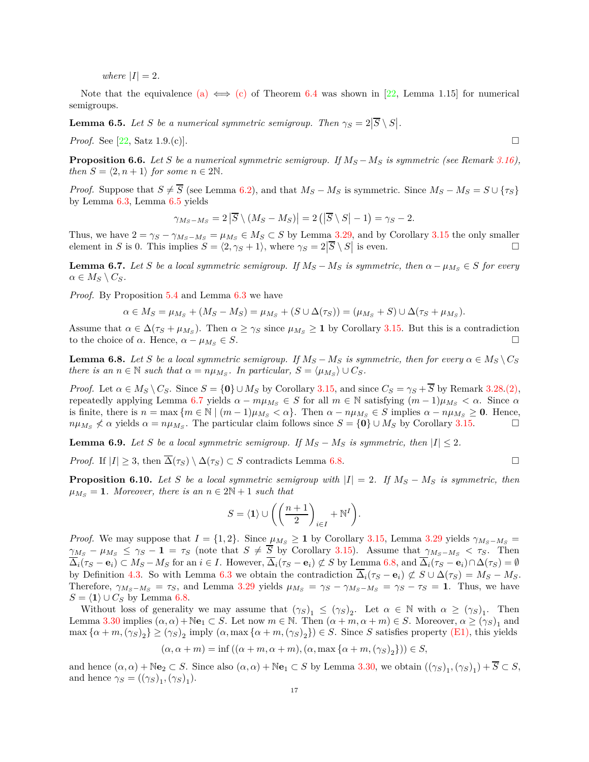*where* $|I| = 2$.

Note that the equivalence (a) $\iff$ (c) of Theorem 6.4 was shown in [22, Lemma 1.15] for numerical semigroups.

**Lemma 6.5.** *Let $S$ be a numerical symmetric semigroup. Then $\gamma_S = 2\left|\overline{S} \setminus S\right|$.*

*Proof.* See [22, Satz 1.9.(c)]. $\square$

**Proposition 6.6.** *Let $S$ be a numerical symmetric semigroup. If $M_S - M_S$ is symmetric (see Remark 3.16), then $S = \langle 2, n+1 \rangle$ for some $n \in 2\mathbb{N}$.*

*Proof.* Suppose that $S \neq \overline{S}$ (see Lemma 6.2), and that $M_S - M_S$ is symmetric. Since $M_S - M_S = S \cup \{\tau_S\}$ by Lemma 6.3, Lemma 6.5 yields

$$\gamma_{M_S - M_S} = 2\left|\overline{S} \setminus (M_S - M_S)\right| = 2\left(\left|\overline{S} \setminus S\right| - 1\right) = \gamma_S - 2.$$

Thus, we have $2 = \gamma_S - \gamma_{M_S - M_S} = \mu_{M_S} \in M_S \subset S$ by Lemma 3.29, and by Corollary 3.15 the only smaller element in $S$ is 0. This implies $S = \langle 2, \gamma_S + 1 \rangle$, where $\gamma_S = 2\left|\overline{S} \setminus S\right|$ is even. $\square$

**Lemma 6.7.** *Let $S$ be a local symmetric semigroup. If $M_S - M_S$ is symmetric, then $\alpha - \mu_{M_S} \in S$ for every $\alpha \in M_S \setminus C_S$.*

*Proof.* By Proposition 5.4 and Lemma 6.3 we have

$$\alpha \in M_S = \mu_{M_S} + (M_S - M_S) = \mu_{M_S} + (S \cup \Delta(\tau_S)) = (\mu_{M_S} + S) \cup \Delta(\tau_S + \mu_{M_S}).$$

Assume that $\alpha \in \Delta(\tau_S + \mu_{M_S})$. Then $\alpha \geq \gamma_S$ since $\mu_{M_S} \geq \mathbf{1}$ by Corollary 3.15. But this is a contradiction to the choice of $\alpha$. Hence, $\alpha - \mu_{M_S} \in S$. $\square$

**Lemma 6.8.** *Let $S$ be a local symmetric semigroup. If $M_S - M_S$ is symmetric, then for every $\alpha \in M_S \setminus C_S$ there is an $n \in \mathbb{N}$ such that $\alpha = n\mu_{M_S}$. In particular, $S = \langle \mu_{M_S} \rangle \cup C_S$.*

*Proof.* Let $\alpha \in M_S \setminus C_S$. Since $S = \{\mathbf{0}\} \cup M_S$ by Corollary 3.15, and since $C_S = \gamma_S + \overline{S}$ by Remark 3.28.(2), repeatedly applying Lemma 6.7 yields $\alpha - m\mu_{M_S} \in S$ for all $m \in \mathbb{N}$ satisfying $(m-1)\mu_{M_S} < \alpha$. Since $\alpha$ is finite, there is $n = \max\{m \in \mathbb{N} \mid (m-1)\mu_{M_S} < \alpha\}$. Then $\alpha - n\mu_{M_S} \in S$ implies $\alpha - n\mu_{M_S} \geq \mathbf{0}$. Hence, $n\mu_{M_S} \not< \alpha$ yields $\alpha = n\mu_{M_S}$. The particular claim follows since $S = \{\mathbf{0}\} \cup M_S$ by Corollary 3.15. $\square$

**Lemma 6.9.** *Let $S$ be a local symmetric semigroup. If $M_S - M_S$ is symmetric, then $|I| \leq 2$.*

*Proof.* If $|I| \geq 3$, then $\overline{\Delta}(\tau_S) \setminus \Delta(\tau_S) \subset S$ contradicts Lemma 6.8. $\square$

**Proposition 6.10.** *Let $S$ be a local symmetric semigroup with $|I| = 2$. If $M_S - M_S$ is symmetric, then $\mu_{M_S} = \mathbf{1}$. Moreover, there is an $n \in 2\mathbb{N} + 1$ such that*

$$S = \langle \mathbf{1} \rangle \cup \left( \left( \frac{n+1}{2} \right)_{i \in I} + \mathbb{N}^I \right).$$

*Proof.* We may suppose that $I = \{1, 2\}$. Since $\mu_{M_S} \geq \mathbf{1}$ by Corollary 3.15, Lemma 3.29 yields $\gamma_{M_S - M_S} = \gamma_{M_S} - \mu_{M_S} \leq \gamma_S - \mathbf{1} = \tau_S$ (note that $S \neq \overline{S}$ by Corollary 3.15). Assume that $\gamma_{M_S - M_S} < \tau_S$. Then $\overline{\Delta}_i(\tau_S - \mathbf{e}_i) \subset M_S - M_S$ for an $i \in I$. However, $\overline{\Delta}_i(\tau_S - \mathbf{e}_i) \not\subset S$ by Lemma 6.8, and $\overline{\Delta}_i(\tau_S - \mathbf{e}_i) \cap \Delta(\tau_S) = \emptyset$ by Definition 4.3. So with Lemma 6.3 we obtain the contradiction $\overline{\Delta}_i(\tau_S - \mathbf{e}_i) \not\subset S \cup \Delta(\tau_S) = M_S - M_S$. Therefore, $\gamma_{M_S - M_S} = \tau_S$, and Lemma 3.29 yields $\mu_{M_S} = \gamma_S - \gamma_{M_S - M_S} = \gamma_S - \tau_S = \mathbf{1}$. Thus, we have $S = \langle \mathbf{1} \rangle \cup C_S$ by Lemma 6.8.

Without loss of generality we may assume that $(\gamma_S)_1 \leq (\gamma_S)_2$. Let $\alpha \in \mathbb{N}$ with $\alpha \geq (\gamma_S)_1$. Then Lemma 3.30 implies $(\alpha, \alpha) + \mathbb{N}\mathbf{e}_1 \subset S$. Let now $m \in \mathbb{N}$. Then $(\alpha + m, \alpha + m) \in S$. Moreover, $\alpha \geq (\gamma_S)_1$ and $\max\{\alpha + m, (\gamma_S)_2\} \geq (\gamma_S)_2$ imply $(\alpha, \max\{\alpha + m, (\gamma_S)_2\}) \in S$. Since $S$ satisfies property (E1), this yields

$$(\alpha, \alpha + m) = \inf\left((\alpha + m, \alpha + m), (\alpha, \max\{\alpha + m, (\gamma_S)_2\})\right) \in S,$$

and hence $(\alpha, \alpha) + \mathbb{N}\mathbf{e}_2 \subset S$. Since also $(\alpha, \alpha) + \mathbb{N}\mathbf{e}_1 \subset S$ by Lemma 3.30, we obtain $((\gamma_S)_1, (\gamma_S)_1) + \overline{S} \subset S$, and hence $\gamma_S = ((\gamma_S)_1, (\gamma_S)_1)$.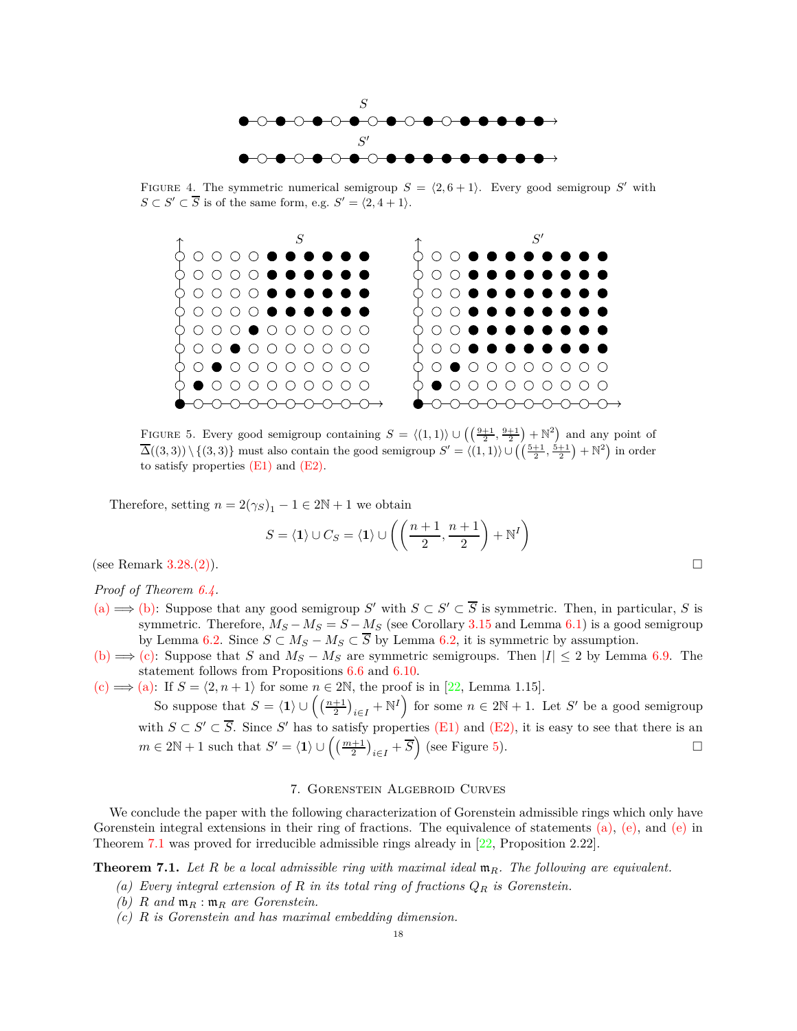FIGURE 4. The symmetric numerical semigroup $S = \langle 2, 6+1\rangle$. Every good semigroup $S'$ with $S \subset S' \subset \overline{S}$ is of the same form, e.g. $S' = \langle 2, 4+1\rangle$.

FIGURE 5. Every good semigroup containing $S = \langle(1,1)\rangle \cup \left(\left(\frac{9+1}{2}, \frac{9+1}{2}\right) + \mathbb{N}^2\right)$ and any point of $\overline{\Delta}((3,3)) \setminus \{(3,3)\}$ must also contain the good semigroup $S' = \langle(1,1)\rangle \cup \left(\left(\frac{5+1}{2}, \frac{5+1}{2}\right) + \mathbb{N}^2\right)$ in order to satisfy properties (E1) and (E2).

Therefore, setting $n = 2(\gamma_S)_1 - 1 \in 2\mathbb{N}+1$ we obtain

$$S = \langle \mathbf{1} \rangle \cup C_S = \langle \mathbf{1} \rangle \cup \left( \left( \frac{n+1}{2}, \frac{n+1}{2} \right) + \mathbb{N}^I \right)$$

(see Remark 3.28.(2)). $\square$

*Proof of Theorem 6.4.*

(a) $\Longrightarrow$ (b): Suppose that any good semigroup $S'$ with $S \subset S' \subset \overline{S}$ is symmetric. Then, in particular, $S$ is symmetric. Therefore, $M_S - M_S = S - M_S$ (see Corollary 3.15 and Lemma 6.1) is a good semigroup by Lemma 6.2. Since $S \subset M_S - M_S \subset \overline{S}$ by Lemma 6.2, it is symmetric by assumption.

(b) $\Longrightarrow$ (c): Suppose that $S$ and $M_S - M_S$ are symmetric semigroups. Then $|I| \leq 2$ by Lemma 6.9. The statement follows from Propositions 6.6 and 6.10.

(c) $\Longrightarrow$ (a): If $S = \langle 2, n+1\rangle$ for some $n \in 2\mathbb{N}$, the proof is in [22, Lemma 1.15].

So suppose that $S = \langle \mathbf{1} \rangle \cup \left( \left(\frac{n+1}{2}\right)_{i\in I} + \mathbb{N}^I \right)$ for some $n \in 2\mathbb{N}+1$. Let $S'$ be a good semigroup with $S \subset S' \subset \overline{S}$. Since $S'$ has to satisfy properties (E1) and (E2), it is easy to see that there is an $m \in 2\mathbb{N}+1$ such that $S' = \langle \mathbf{1} \rangle \cup \left( \left(\frac{m+1}{2}\right)_{i\in I} + \overline{S} \right)$ (see Figure 5). $\square$

## 7. Gorenstein Algebroid Curves

We conclude the paper with the following characterization of Gorenstein admissible rings which only have Gorenstein integral extensions in their ring of fractions. The equivalence of statements (a), (e), and (e) in Theorem 7.1 was proved for irreducible admissible rings already in [22, Proposition 2.22].

**Theorem 7.1.** *Let $R$ be a local admissible ring with maximal ideal $\mathfrak{m}_R$. The following are equivalent.*

*(a) Every integral extension of $R$ in its total ring of fractions $Q_R$ is Gorenstein.*

*(b) $R$ and $\mathfrak{m}_R : \mathfrak{m}_R$ are Gorenstein.*

*(c) $R$ is Gorenstein and has maximal embedding dimension.*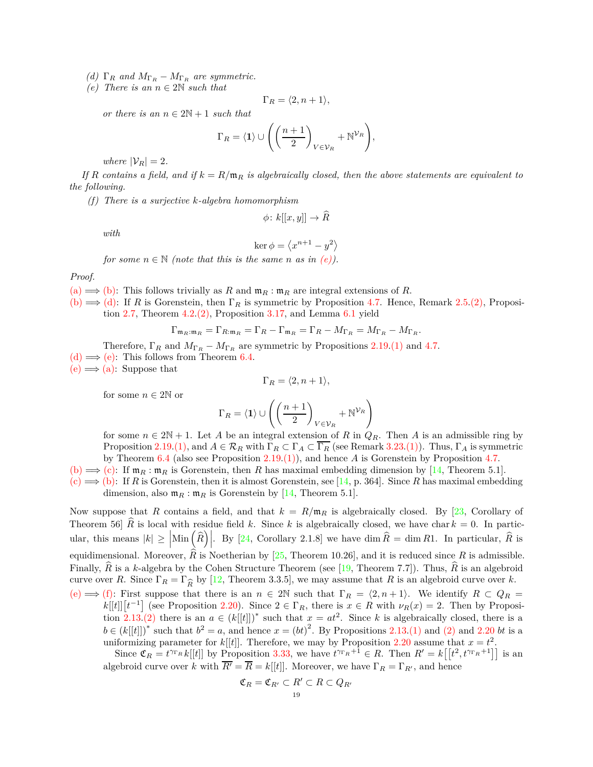*(d)* $\Gamma_R$ *and* $M_{\Gamma_R} - M_{\Gamma_R}$ *are symmetric.*

*(e)* *There is an* $n \in 2\mathbb{N}$ *such that*

$$\Gamma_R = \langle 2, n+1 \rangle,$$

*or there is an* $n \in 2\mathbb{N}+1$ *such that*

$$\Gamma_R = \langle \mathbf{1} \rangle \cup \left( \left( \frac{n+1}{2} \right)_{V \in \mathcal{V}_R} + \mathbb{N}^{\mathcal{V}_R} \right),$$

*where* $|\mathcal{V}_R| = 2$.

*If* $R$ *contains a field, and if* $k = R/\mathfrak{m}_R$ *is algebraically closed, then the above statements are equivalent to the following.*

*(f)* *There is a surjective* $k$*-algebra homomorphism*

$$\phi \colon k[[x, y]] \to \widehat{R}$$

*with*

$$\ker \phi = \left\langle x^{n+1} - y^2 \right\rangle$$

*for some* $n \in \mathbb{N}$ *(note that this is the same* $n$ *as in (e)).*

*Proof.*

(a) $\Longrightarrow$ (b): This follows trivially as $R$ and $\mathfrak{m}_R : \mathfrak{m}_R$ are integral extensions of $R$.

(b) $\Longrightarrow$ (d): If $R$ is Gorenstein, then $\Gamma_R$ is symmetric by Proposition 4.7. Hence, Remark 2.5.(2), Proposition 2.7, Theorem 4.2.(2), Proposition 3.17, and Lemma 6.1 yield

$$\Gamma_{\mathfrak{m}_R : \mathfrak{m}_R} = \Gamma_{R : \mathfrak{m}_R} = \Gamma_R - \Gamma_{\mathfrak{m}_R} = \Gamma_R - M_{\Gamma_R} = M_{\Gamma_R} - M_{\Gamma_R}.$$

Therefore, $\Gamma_R$ and $M_{\Gamma_R} - M_{\Gamma_R}$ are symmetric by Propositions 2.19.(1) and 4.7.

(d) $\Longrightarrow$ (e): This follows from Theorem 6.4.

(e) $\Longrightarrow$ (a): Suppose that

$$\Gamma_R = \langle 2, n+1 \rangle,$$

for some $n \in 2\mathbb{N}$ or

$$\Gamma_R = \langle \mathbf{1} \rangle \cup \left( \left( \frac{n+1}{2} \right)_{V \in \mathcal{V}_R} + \mathbb{N}^{\mathcal{V}_R} \right)$$

for some $n \in 2\mathbb{N}+1$. Let $A$ be an integral extension of $R$ in $Q_R$. Then $A$ is an admissible ring by Proposition 2.19.(1), and $A \in \mathcal{R}_R$ with $\Gamma_R \subset \Gamma_A \subset \overline{\Gamma_R}$ (see Remark 3.23.(1)). Thus, $\Gamma_A$ is symmetric by Theorem 6.4 (also see Proposition 2.19.(1)), and hence $A$ is Gorenstein by Proposition 4.7.

(b) $\Longrightarrow$ (c): If $\mathfrak{m}_R : \mathfrak{m}_R$ is Gorenstein, then $R$ has maximal embedding dimension by [14, Theorem 5.1].

(c) $\Longrightarrow$ (b): If $R$ is Gorenstein, then it is almost Gorenstein, see [14, p. 364]. Since $R$ has maximal embedding dimension, also $\mathfrak{m}_R : \mathfrak{m}_R$ is Gorenstein by [14, Theorem 5.1].

Now suppose that $R$ contains a field, and that $k = R/\mathfrak{m}_R$ is algebraically closed. By [23, Corollary of Theorem 56] $\widehat{R}$ is local with residue field $k$. Since $k$ is algebraically closed, we have $\operatorname{char} k = 0$. In particular, this means $|k| \geq \left|\operatorname{Min}\left(\widehat{R}\right)\right|$. By [24, Corollary 2.1.8] we have $\dim \widehat{R} = \dim R1$. In particular, $\widehat{R}$ is equidimensional. Moreover, $\widehat{R}$ is Noetherian by [25, Theorem 10.26], and it is reduced since $R$ is admissible. Finally, $\widehat{R}$ is a $k$-algebra by the Cohen Structure Theorem (see [19, Theorem 7.7]). Thus, $\widehat{R}$ is an algebroid curve over $R$. Since $\Gamma_R = \Gamma_{\widehat{R}}$ by [12, Theorem 3.3.5], we may assume that $R$ is an algebroid curve over $k$.

(e) $\Longrightarrow$ (f): First suppose that there is an $n \in 2\mathbb{N}$ such that $\Gamma_R = \langle 2, n+1 \rangle$. We identify $R \subset Q_R = k[[t]]\left[t^{-1}\right]$ (see Proposition 2.20). Since $2 \in \Gamma_R$, there is $x \in R$ with $\nu_R(x) = 2$. Then by Proposition 2.13.(2) there is an $a \in (k[[t]])^*$ such that $x = at^2$. Since $k$ is algebraically closed, there is a $b \in (k[[t]])^*$ such that $b^2 = a$, and hence $x = (bt)^2$. By Propositions 2.13.(1) and (2) and 2.20 $bt$ is a uniformizing parameter for $k[[t]]$. Therefore, we may by Proposition 2.20 assume that $x = t^2$.

Since $\mathfrak{C}_R = t^{\gamma_{\Gamma_R}} k[[t]]$ by Proposition 3.33, we have $t^{\gamma_{\Gamma_R}+1} \in R$. Then $R' = k\left[\left[t^2, t^{\gamma_{\Gamma_R}+1}\right]\right]$ is an algebroid curve over $k$ with $\overline{R'} = \overline{R} = k[[t]]$. Moreover, we have $\Gamma_R = \Gamma_{R'}$, and hence

$$\mathfrak{C}_R = \mathfrak{C}_{R'} \subset R' \subset R \subset Q_{R'}$$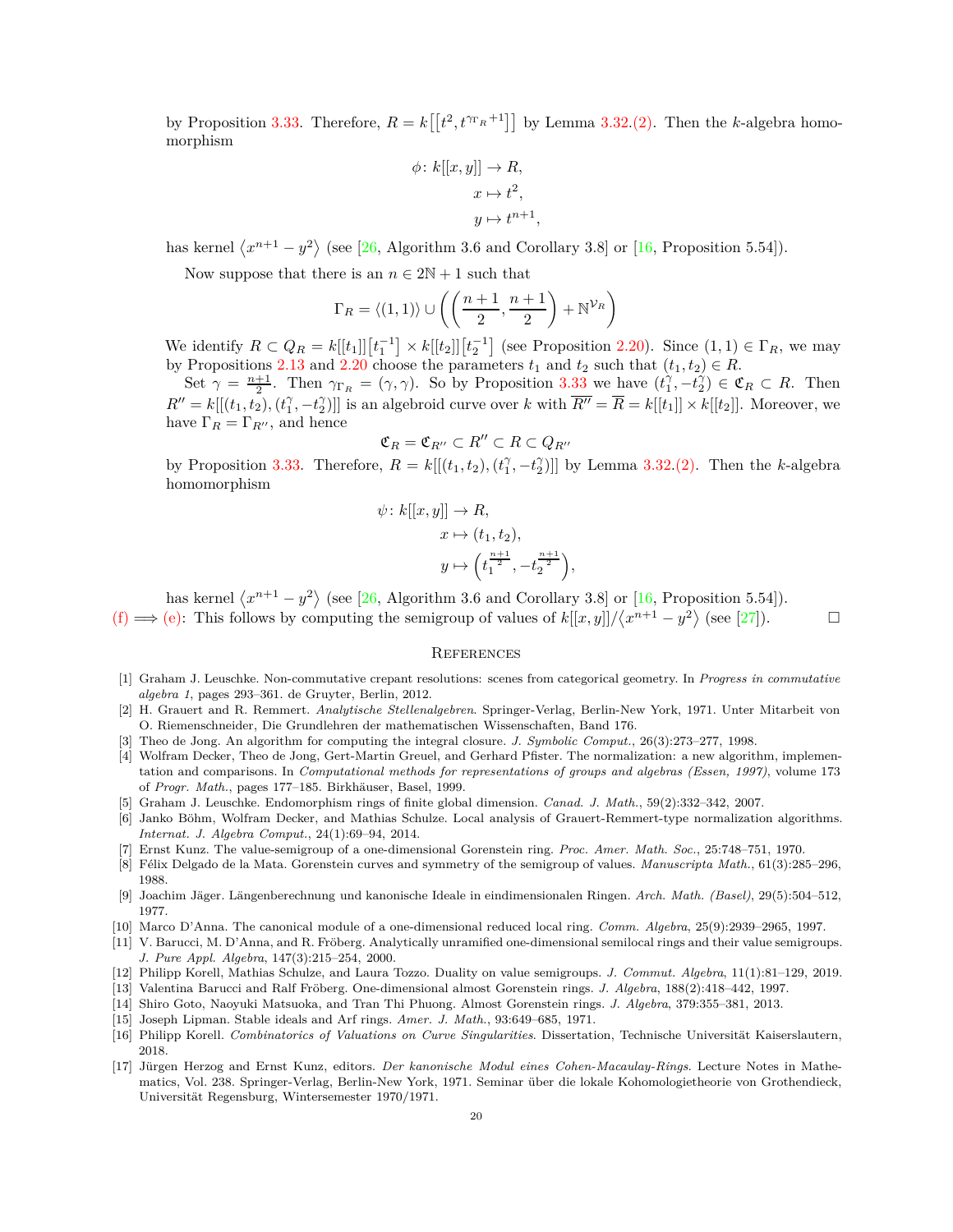by Proposition 3.33. Therefore, $R = k\left[\left[t^2, t^{\gamma_{\Gamma_R}+1}\right]\right]$ by Lemma 3.32.(2). Then the $k$-algebra homomorphism

$$\begin{aligned}
\phi\colon k[[x,y]] &\to R,\\
x &\mapsto t^2,\\
y &\mapsto t^{n+1},
\end{aligned}$$

has kernel $\langle x^{n+1} - y^2 \rangle$ (see [26, Algorithm 3.6 and Corollary 3.8] or [16, Proposition 5.54]).

Now suppose that there is an $n \in 2\mathbb{N}+1$ such that

$$\Gamma_R = \langle (1,1) \rangle \cup \left( \left( \frac{n+1}{2}, \frac{n+1}{2} \right) + \mathbb{N}^{\mathcal{V}_R} \right)$$

We identify $R \subset Q_R = k[[t_1]]\left[t_1^{-1}\right] \times k[[t_2]]\left[t_2^{-1}\right]$ (see Proposition 2.20). Since $(1,1) \in \Gamma_R$, we may by Propositions 2.13 and 2.20 choose the parameters $t_1$ and $t_2$ such that $(t_1, t_2) \in R$.

Set $\gamma = \frac{n+1}{2}$. Then $\gamma_{\Gamma_R} = (\gamma, \gamma)$. So by Proposition 3.33 we have $(t_1^\gamma, -t_2^\gamma) \in \mathfrak{C}_R \subset R$. Then $R'' = k[[(t_1,t_2),(t_1^\gamma, -t_2^\gamma)]]$ is an algebroid curve over $k$ with $\overline{R''} = \overline{R} = k[[t_1]] \times k[[t_2]]$. Moreover, we have $\Gamma_R = \Gamma_{R''}$, and hence

$$\mathfrak{C}_R = \mathfrak{C}_{R''} \subset R'' \subset R \subset Q_{R''}$$

by Proposition 3.33. Therefore, $R = k[[(t_1,t_2),(t_1^\gamma, -t_2^\gamma)]]$ by Lemma 3.32.(2). Then the $k$-algebra homomorphism

$$\begin{aligned}
\psi\colon k[[x,y]] &\to R,\\
x &\mapsto (t_1, t_2),\\
y &\mapsto \left(t_1^{\frac{n+1}{2}}, -t_2^{\frac{n+1}{2}}\right),
\end{aligned}$$

has kernel $\langle x^{n+1} - y^2 \rangle$ (see [26, Algorithm 3.6 and Corollary 3.8] or [16, Proposition 5.54]).

(f) $\Longrightarrow$ (e): This follows by computing the semigroup of values of $k[[x,y]]/\langle x^{n+1} - y^2 \rangle$ (see [27]). □

## References

[1] Graham J. Leuschke. Non-commutative crepant resolutions: scenes from categorical geometry. In *Progress in commutative algebra 1*, pages 293–361. de Gruyter, Berlin, 2012.

[2] H. Grauert and R. Remmert. *Analytische Stellenalgebren*. Springer-Verlag, Berlin-New York, 1971. Unter Mitarbeit von O. Riemenschneider, Die Grundlehren der mathematischen Wissenschaften, Band 176.

[3] Theo de Jong. An algorithm for computing the integral closure. *J. Symbolic Comput.*, 26(3):273–277, 1998.

[4] Wolfram Decker, Theo de Jong, Gert-Martin Greuel, and Gerhard Pfister. The normalization: a new algorithm, implementation and comparisons. In *Computational methods for representations of groups and algebras (Essen, 1997)*, volume 173 of *Progr. Math.*, pages 177–185. Birkhäuser, Basel, 1999.

[5] Graham J. Leuschke. Endomorphism rings of finite global dimension. *Canad. J. Math.*, 59(2):332–342, 2007.

[6] Janko Böhm, Wolfram Decker, and Mathias Schulze. Local analysis of Grauert-Remmert-type normalization algorithms. *Internat. J. Algebra Comput.*, 24(1):69–94, 2014.

[7] Ernst Kunz. The value-semigroup of a one-dimensional Gorenstein ring. *Proc. Amer. Math. Soc.*, 25:748–751, 1970.

[8] Félix Delgado de la Mata. Gorenstein curves and symmetry of the semigroup of values. *Manuscripta Math.*, 61(3):285–296, 1988.

[9] Joachim Jäger. Längenberechnung und kanonische Ideale in eindimensionalen Ringen. *Arch. Math. (Basel)*, 29(5):504–512, 1977.

[10] Marco D'Anna. The canonical module of a one-dimensional reduced local ring. *Comm. Algebra*, 25(9):2939–2965, 1997.

[11] V. Barucci, M. D'Anna, and R. Fröberg. Analytically unramified one-dimensional semilocal rings and their value semigroups. *J. Pure Appl. Algebra*, 147(3):215–254, 2000.

[12] Philipp Korell, Mathias Schulze, and Laura Tozzo. Duality on value semigroups. *J. Commut. Algebra*, 11(1):81–129, 2019.

[13] Valentina Barucci and Ralf Fröberg. One-dimensional almost Gorenstein rings. *J. Algebra*, 188(2):418–442, 1997.

[14] Shiro Goto, Naoyuki Matsuoka, and Tran Thi Phuong. Almost Gorenstein rings. *J. Algebra*, 379:355–381, 2013.

[15] Joseph Lipman. Stable ideals and Arf rings. *Amer. J. Math.*, 93:649–685, 1971.

[16] Philipp Korell. *Combinatorics of Valuations on Curve Singularities*. Dissertation, Technische Universität Kaiserslautern, 2018.

[17] Jürgen Herzog and Ernst Kunz, editors. *Der kanonische Modul eines Cohen-Macaulay-Rings*. Lecture Notes in Mathematics, Vol. 238. Springer-Verlag, Berlin-New York, 1971. Seminar über die lokale Kohomologietheorie von Grothendieck, Universität Regensburg, Wintersemester 1970/1971.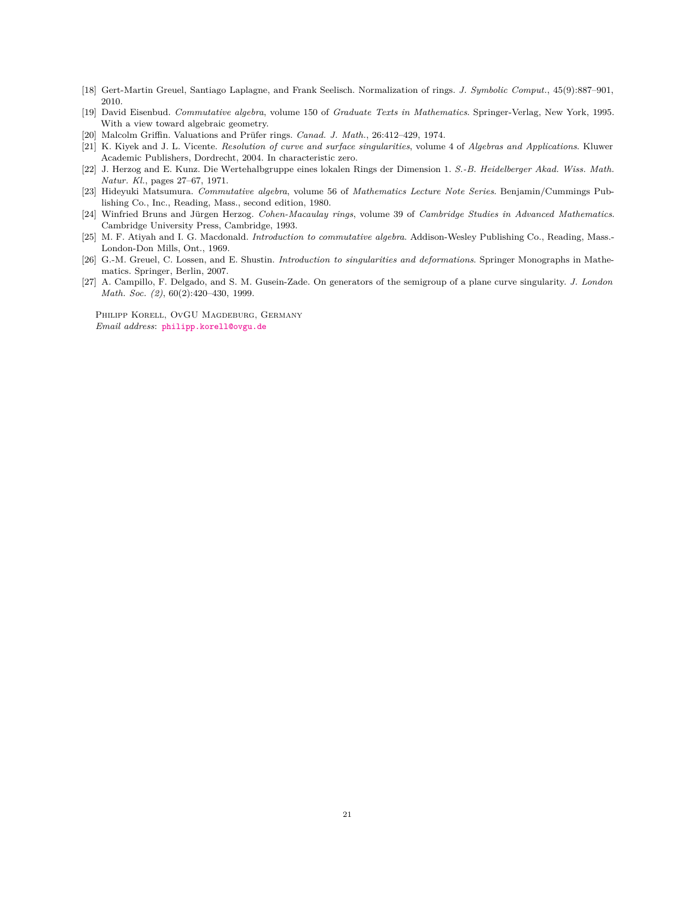[18] Gert-Martin Greuel, Santiago Laplagne, and Frank Seelisch. Normalization of rings. *J. Symbolic Comput.*, 45(9):887–901, 2010.

[19] David Eisenbud. *Commutative algebra*, volume 150 of *Graduate Texts in Mathematics*. Springer-Verlag, New York, 1995. With a view toward algebraic geometry.

[20] Malcolm Griffin. Valuations and Prüfer rings. *Canad. J. Math.*, 26:412–429, 1974.

[21] K. Kiyek and J. L. Vicente. *Resolution of curve and surface singularities*, volume 4 of *Algebras and Applications*. Kluwer Academic Publishers, Dordrecht, 2004. In characteristic zero.

[22] J. Herzog and E. Kunz. Die Wertehalbgruppe eines lokalen Rings der Dimension 1. *S.-B. Heidelberger Akad. Wiss. Math. Natur. Kl.*, pages 27–67, 1971.

[23] Hideyuki Matsumura. *Commutative algebra*, volume 56 of *Mathematics Lecture Note Series*. Benjamin/Cummings Publishing Co., Inc., Reading, Mass., second edition, 1980.

[24] Winfried Bruns and Jürgen Herzog. *Cohen-Macaulay rings*, volume 39 of *Cambridge Studies in Advanced Mathematics*. Cambridge University Press, Cambridge, 1993.

[25] M. F. Atiyah and I. G. Macdonald. *Introduction to commutative algebra*. Addison-Wesley Publishing Co., Reading, Mass.-London-Don Mills, Ont., 1969.

[26] G.-M. Greuel, C. Lossen, and E. Shustin. *Introduction to singularities and deformations*. Springer Monographs in Mathematics. Springer, Berlin, 2007.

[27] A. Campillo, F. Delgado, and S. M. Gusein-Zade. On generators of the semigroup of a plane curve singularity. *J. London Math. Soc. (2)*, 60(2):420–430, 1999.

Philipp Korell, OvGU Magdeburg, Germany
*Email address*: philipp.korell@ovgu.de